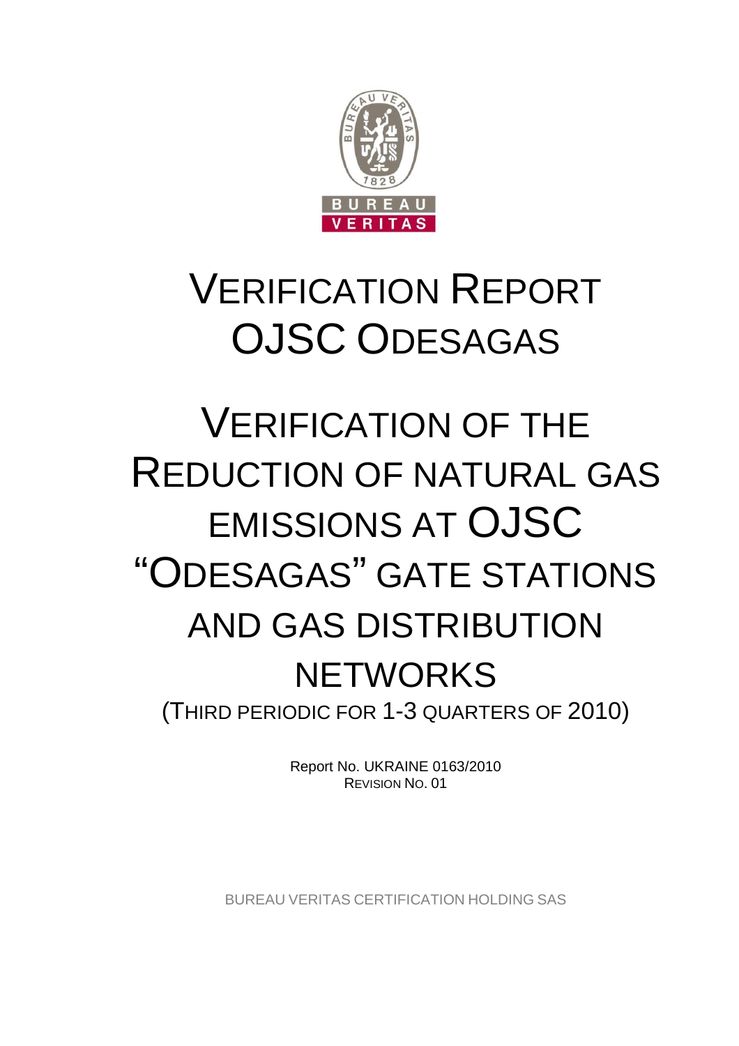# VERIFICATION REPORT OJSC ODESAGAS

# VERIFICATION OF THE REDUCTION OF NATURAL GAS EMISSIONS AT OJSC "ODESAGAS" GATE STATIONS AND GAS DISTRIBUTION NETWORKS

(THIRD PERIODIC FOR 1-3 QUARTERS OF 2010)

Report No. UKRAINE 0163/2010
REVISION NO. 01

BUREAU VERITAS CERTIFICATION HOLDING SAS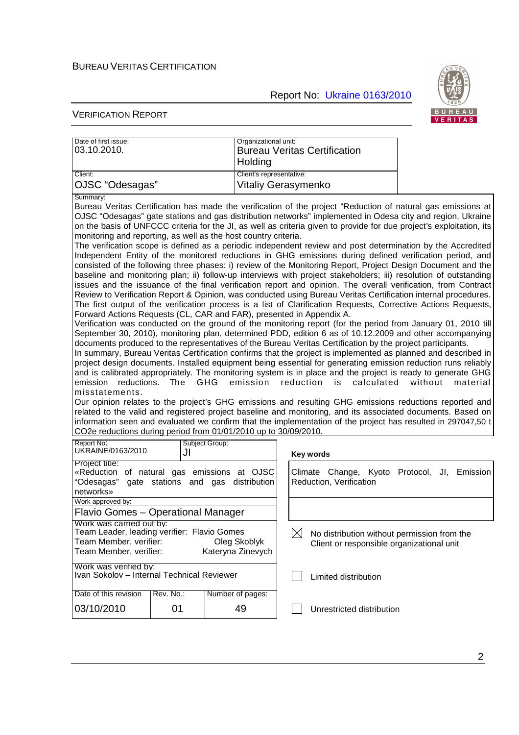| Date of first issue: | Organizational unit: |
|---|---|
| 03.10.2010. | Bureau Veritas Certification Holding |
| Client: | Client's representative: |
| OJSC "Odesagas" | Vitaliy Gerasymenko |

Summary:

Bureau Veritas Certification has made the verification of the project "Reduction of natural gas emissions at OJSC "Odesagas" gate stations and gas distribution networks" implemented in Odesa city and region, Ukraine on the basis of UNFCCC criteria for the JI, as well as criteria given to provide for due project's exploitation, its monitoring and reporting, as well as the host country criteria.

The verification scope is defined as a periodic independent review and post determination by the Accredited Independent Entity of the monitored reductions in GHG emissions during defined verification period, and consisted of the following three phases: i) review of the Monitoring Report, Project Design Document and the baseline and monitoring plan; ii) follow-up interviews with project stakeholders; iii) resolution of outstanding issues and the issuance of the final verification report and opinion. The overall verification, from Contract Review to Verification Report & Opinion, was conducted using Bureau Veritas Certification internal procedures. The first output of the verification process is a list of Clarification Requests, Corrective Actions Requests, Forward Actions Requests (CL, CAR and FAR), presented in Appendix A.

Verification was conducted on the ground of the monitoring report (for the period from January 01, 2010 till September 30, 2010), monitoring plan, determined PDD, edition 6 as of 10.12.2009 and other accompanying documents produced to the representatives of the Bureau Veritas Certification by the project participants.

In summary, Bureau Veritas Certification confirms that the project is implemented as planned and described in project design documents. Installed equipment being essential for generating emission reduction runs reliably and is calibrated appropriately. The monitoring system is in place and the project is ready to generate GHG emission reductions. The GHG emission reduction is calculated without material misstatements.

Our opinion relates to the project's GHG emissions and resulting GHG emissions reductions reported and related to the valid and registered project baseline and monitoring, and its associated documents. Based on information seen and evaluated we confirm that the implementation of the project has resulted in 297047,50 t CO2e reductions during period from 01/01/2010 up to 30/09/2010.

| Report No: | Subject Group: |
|---|---|
| UKRAINE/0163/2010 | JI |

Project title:
«Reduction of natural gas emissions at OJSC "Odesagas" gate stations and gas distribution networks»

Work approved by:
Flavio Gomes – Operational Manager

Work was carried out by:
Team Leader, leading verifier: Flavio Gomes
Team Member, verifier: Oleg Skoblyk
Team Member, verifier: Kateryna Zinevych

Work was verified by:
Ivan Sokolov – Internal Technical Reviewer

| Date of this revision | Rev. No.: | Number of pages: |
|---|---|---|
| 03/10/2010 | 01 | 49 |

**Key words**

Climate Change, Kyoto Protocol, JI, Emission Reduction, Verification

- [x] No distribution without permission from the Client or responsible organizational unit
- [ ] Limited distribution
- [ ] Unrestricted distribution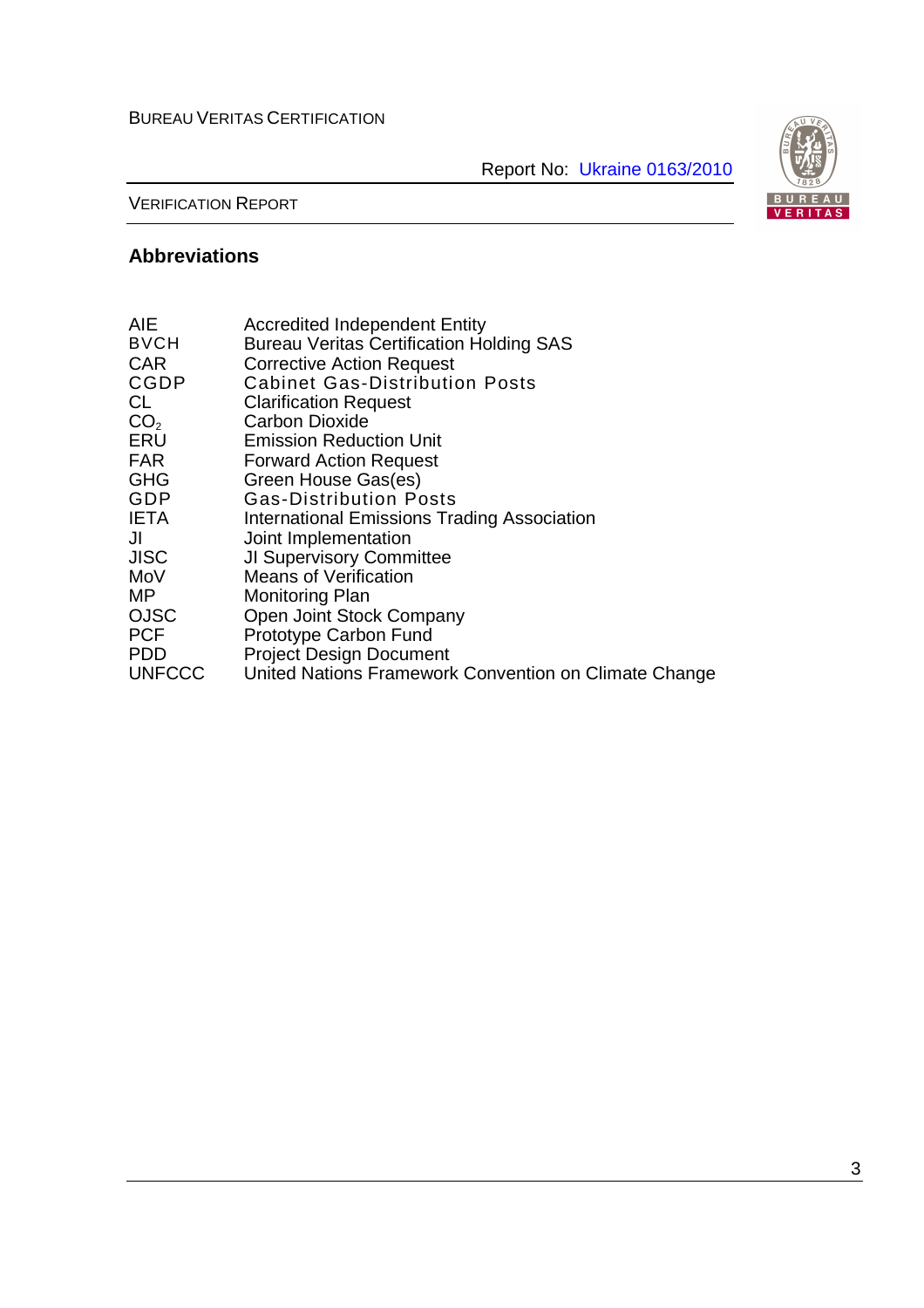## Abbreviations

| | |
|---|---|
| AIE | Accredited Independent Entity |
| BVCH | Bureau Veritas Certification Holding SAS |
| CAR | Corrective Action Request |
| CGDP | Cabinet Gas-Distribution Posts |
| CL | Clarification Request |
| $CO_2$ | Carbon Dioxide |
| ERU | Emission Reduction Unit |
| FAR | Forward Action Request |
| GHG | Green House Gas(es) |
| GDP | Gas-Distribution Posts |
| IETA | International Emissions Trading Association |
| JI | Joint Implementation |
| JISC | JI Supervisory Committee |
| MoV | Means of Verification |
| MP | Monitoring Plan |
| OJSC | Open Joint Stock Company |
| PCF | Prototype Carbon Fund |
| PDD | Project Design Document |
| UNFCCC | United Nations Framework Convention on Climate Change |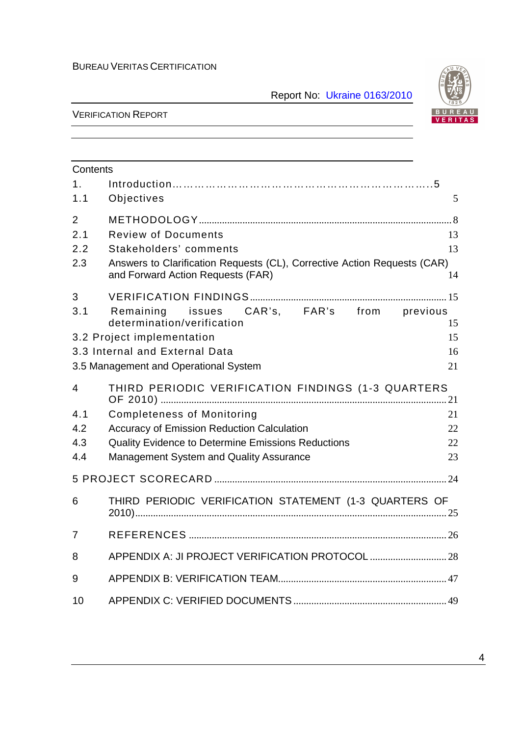Contents

1. Introduction ……………………………………………………………..5
1.1 Objectives 5

2 METHODOLOGY ........................................................................................ 8
2.1 Review of Documents 13
2.2 Stakeholders' comments 13
2.3 Answers to Clarification Requests (CL), Corrective Action Requests (CAR) and Forward Action Requests (FAR) 14

3 VERIFICATION FINDINGS ........................................................................ 15
3.1 Remaining issues CAR's, FAR's from previous determination/verification 15
3.2 Project implementation 15
3.3 Internal and External Data 16
3.5 Management and Operational System 21

4 THIRD PERIODIC VERIFICATION FINDINGS (1-3 QUARTERS OF 2010) .......................................................................................... 21
4.1 Completeness of Monitoring 21
4.2 Accuracy of Emission Reduction Calculation 22
4.3 Quality Evidence to Determine Emissions Reductions 22
4.4 Management System and Quality Assurance 23

5 PROJECT SCORECARD ........................................................................ 24

6 THIRD PERIODIC VERIFICATION STATEMENT (1-3 QUARTERS OF 2010)........................................................................................................ 25

7 REFERENCES ........................................................................................ 26

8 APPENDIX A: JI PROJECT VERIFICATION PROTOCOL .......................... 28

9 APPENDIX B: VERIFICATION TEAM........................................................ 47

10 APPENDIX C: VERIFIED DOCUMENTS ................................................... 49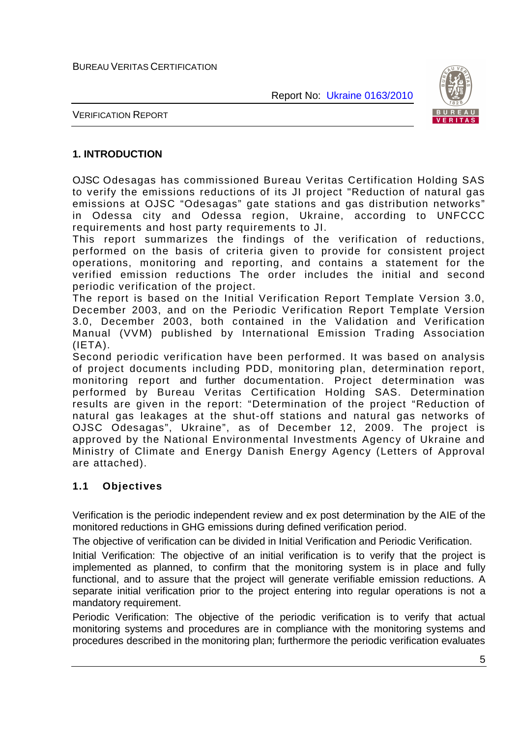# 1. INTRODUCTION

OJSC Odesagas has commissioned Bureau Veritas Certification Holding SAS to verify the emissions reductions of its JI project "Reduction of natural gas emissions at OJSC "Odesagas" gate stations and gas distribution networks" in Odessa city and Odessa region, Ukraine, according to UNFCCC requirements and host party requirements to JI.

This report summarizes the findings of the verification of reductions, performed on the basis of criteria given to provide for consistent project operations, monitoring and reporting, and contains a statement for the verified emission reductions The order includes the initial and second periodic verification of the project.

The report is based on the Initial Verification Report Template Version 3.0, December 2003, and on the Periodic Verification Report Template Version 3.0, December 2003, both contained in the Validation and Verification Manual (VVM) published by International Emission Trading Association (IETA).

Second periodic verification have been performed. It was based on analysis of project documents including PDD, monitoring plan, determination report, monitoring report and further documentation. Project determination was performed by Bureau Veritas Certification Holding SAS. Determination results are given in the report: "Determination of the project "Reduction of natural gas leakages at the shut-off stations and natural gas networks of OJSC Odesagas", Ukraine", as of December 12, 2009. The project is approved by the National Environmental Investments Agency of Ukraine and Ministry of Climate and Energy Danish Energy Agency (Letters of Approval are attached).

## 1.1 Objectives

Verification is the periodic independent review and ex post determination by the AIE of the monitored reductions in GHG emissions during defined verification period.

The objective of verification can be divided in Initial Verification and Periodic Verification.

Initial Verification: The objective of an initial verification is to verify that the project is implemented as planned, to confirm that the monitoring system is in place and fully functional, and to assure that the project will generate verifiable emission reductions. A separate initial verification prior to the project entering into regular operations is not a mandatory requirement.

Periodic Verification: The objective of the periodic verification is to verify that actual monitoring systems and procedures are in compliance with the monitoring systems and procedures described in the monitoring plan; furthermore the periodic verification evaluates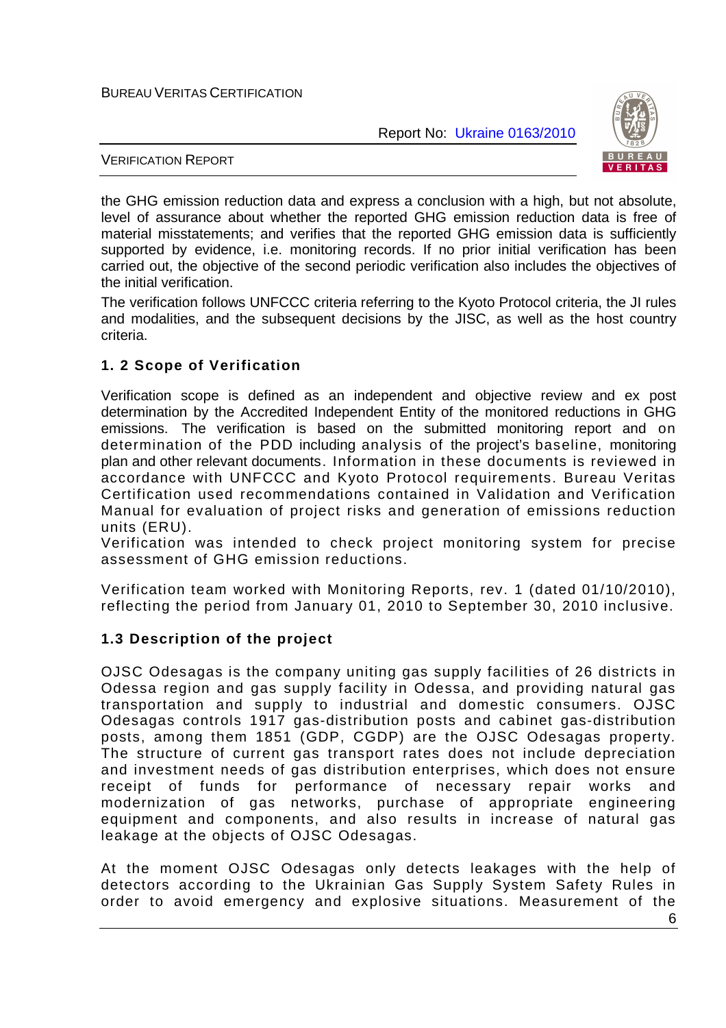the GHG emission reduction data and express a conclusion with a high, but not absolute, level of assurance about whether the reported GHG emission reduction data is free of material misstatements; and verifies that the reported GHG emission data is sufficiently supported by evidence, i.e. monitoring records. If no prior initial verification has been carried out, the objective of the second periodic verification also includes the objectives of the initial verification.

The verification follows UNFCCC criteria referring to the Kyoto Protocol criteria, the JI rules and modalities, and the subsequent decisions by the JISC, as well as the host country criteria.

### 1. 2 Scope of Verification

Verification scope is defined as an independent and objective review and ex post determination by the Accredited Independent Entity of the monitored reductions in GHG emissions. The verification is based on the submitted monitoring report and on determination of the PDD including analysis of the project's baseline, monitoring plan and other relevant documents. Information in these documents is reviewed in accordance with UNFCCC and Kyoto Protocol requirements. Bureau Veritas Certification used recommendations contained in Validation and Verification Manual for evaluation of project risks and generation of emissions reduction units (ERU).

Verification was intended to check project monitoring system for precise assessment of GHG emission reductions.

Verification team worked with Monitoring Reports, rev. 1 (dated 01/10/2010), reflecting the period from January 01, 2010 to September 30, 2010 inclusive.

### 1.3 Description of the project

OJSC Odesagas is the company uniting gas supply facilities of 26 districts in Odessa region and gas supply facility in Odessa, and providing natural gas transportation and supply to industrial and domestic consumers. OJSC Odesagas controls 1917 gas-distribution posts and cabinet gas-distribution posts, among them 1851 (GDP, CGDP) are the OJSC Odesagas property. The structure of current gas transport rates does not include depreciation and investment needs of gas distribution enterprises, which does not ensure receipt of funds for performance of necessary repair works and modernization of gas networks, purchase of appropriate engineering equipment and components, and also results in increase of natural gas leakage at the objects of OJSC Odesagas.

At the moment OJSC Odesagas only detects leakages with the help of detectors according to the Ukrainian Gas Supply System Safety Rules in order to avoid emergency and explosive situations. Measurement of the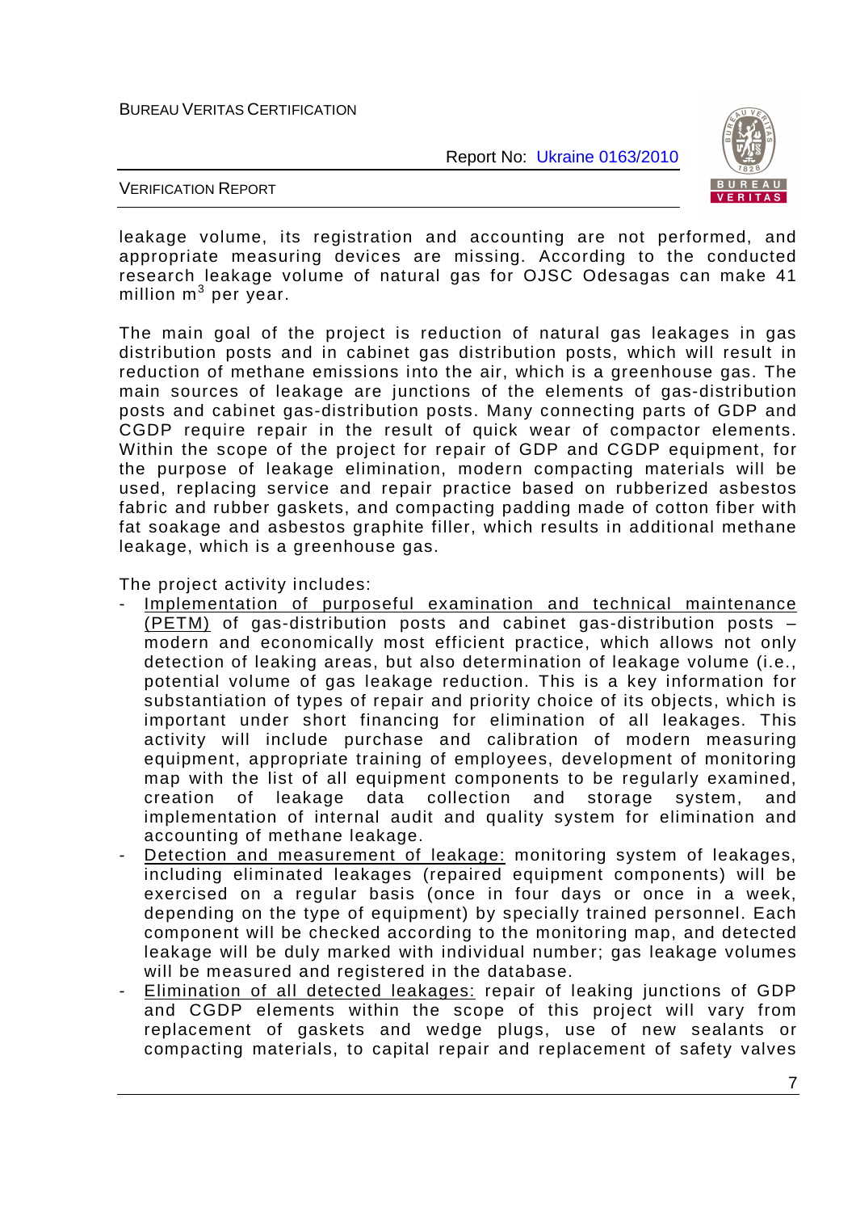leakage volume, its registration and accounting are not performed, and appropriate measuring devices are missing. According to the conducted research leakage volume of natural gas for OJSC Odesagas can make 41 million $m^3$ per year.

The main goal of the project is reduction of natural gas leakages in gas distribution posts and in cabinet gas distribution posts, which will result in reduction of methane emissions into the air, which is a greenhouse gas. The main sources of leakage are junctions of the elements of gas-distribution posts and cabinet gas-distribution posts. Many connecting parts of GDP and CGDP require repair in the result of quick wear of compactor elements. Within the scope of the project for repair of GDP and CGDP equipment, for the purpose of leakage elimination, modern compacting materials will be used, replacing service and repair practice based on rubberized asbestos fabric and rubber gaskets, and compacting padding made of cotton fiber with fat soakage and asbestos graphite filler, which results in additional methane leakage, which is a greenhouse gas.

The project activity includes:

- Implementation of purposeful examination and technical maintenance (PETM) of gas-distribution posts and cabinet gas-distribution posts – modern and economically most efficient practice, which allows not only detection of leaking areas, but also determination of leakage volume (i.e., potential volume of gas leakage reduction. This is a key information for substantiation of types of repair and priority choice of its objects, which is important under short financing for elimination of all leakages. This activity will include purchase and calibration of modern measuring equipment, appropriate training of employees, development of monitoring map with the list of all equipment components to be regularly examined, creation of leakage data collection and storage system, and implementation of internal audit and quality system for elimination and accounting of methane leakage.
- Detection and measurement of leakage: monitoring system of leakages, including eliminated leakages (repaired equipment components) will be exercised on a regular basis (once in four days or once in a week, depending on the type of equipment) by specially trained personnel. Each component will be checked according to the monitoring map, and detected leakage will be duly marked with individual number; gas leakage volumes will be measured and registered in the database.
- Elimination of all detected leakages: repair of leaking junctions of GDP and CGDP elements within the scope of this project will vary from replacement of gaskets and wedge plugs, use of new sealants or compacting materials, to capital repair and replacement of safety valves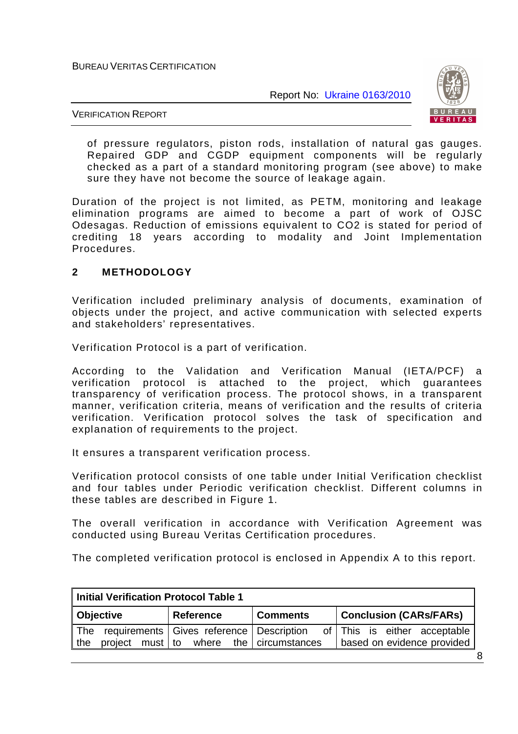of pressure regulators, piston rods, installation of natural gas gauges. Repaired GDP and CGDP equipment components will be regularly checked as a part of a standard monitoring program (see above) to make sure they have not become the source of leakage again.

Duration of the project is not limited, as PETM, monitoring and leakage elimination programs are aimed to become a part of work of OJSC Odesagas. Reduction of emissions equivalent to CO2 is stated for period of crediting 18 years according to modality and Joint Implementation Procedures.

## 2 METHODOLOGY

Verification included preliminary analysis of documents, examination of objects under the project, and active communication with selected experts and stakeholders' representatives.

Verification Protocol is a part of verification.

According to the Validation and Verification Manual (IETA/PCF) a verification protocol is attached to the project, which guarantees transparency of verification process. The protocol shows, in a transparent manner, verification criteria, means of verification and the results of criteria verification. Verification protocol solves the task of specification and explanation of requirements to the project.

It ensures a transparent verification process.

Verification protocol consists of one table under Initial Verification checklist and four tables under Periodic verification checklist. Different columns in these tables are described in Figure 1.

The overall verification in accordance with Verification Agreement was conducted using Bureau Veritas Certification procedures.

The completed verification protocol is enclosed in Appendix A to this report.

| **Initial Verification Protocol Table 1** | | | |
|---|---|---|---|
| **Objective** | **Reference** | **Comments** | **Conclusion (CARs/FARs)** |
| The requirements the project must | Gives reference to where the | Description of circumstances | This is either acceptable based on evidence provided |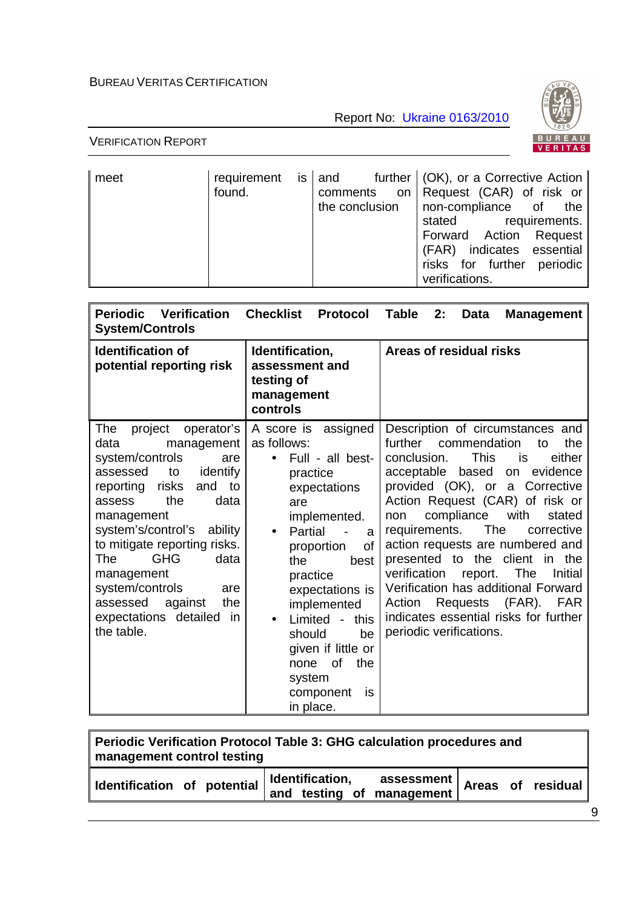| meet | requirement is found. | and further comments on the conclusion | (OK), or a Corrective Action Request (CAR) of risk or the non-compliance of the stated requirements. Forward Action Request (FAR) indicates essential risks for further periodic verifications. |
|---|---|---|---|

| Periodic Verification Checklist Protocol Table 2: Data Management System/Controls | | |
|---|---|---|
| **Identification of potential reporting risk** | **Identification, assessment and testing of management controls** | **Areas of residual risks** |
| The project operator's data management system/controls are assessed to identify reporting risks and to assess the data management system's/control's ability to mitigate reporting risks. The GHG data management system/controls are assessed against the expectations detailed in the table. | A score is assigned as follows: <br>• Full - all best-practice expectations are implemented. <br>• Partial - a proportion of the best practice expectations is implemented <br>• Limited - this should be given if little or none of the system component is in place. | Description of circumstances and further commendation to the conclusion. This is either acceptable based on evidence provided (OK), or a Corrective Action Request (CAR) of risk or non compliance with stated requirements. The corrective action requests are numbered and presented to the client in the verification report. The Initial Verification has additional Forward Action Requests (FAR). FAR indicates essential risks for further periodic verifications. |

| Periodic Verification Protocol Table 3: GHG calculation procedures and management control testing | | |
|---|---|---|
| **Identification of potential** | **Identification, assessment and testing of management** | **Areas of residual** |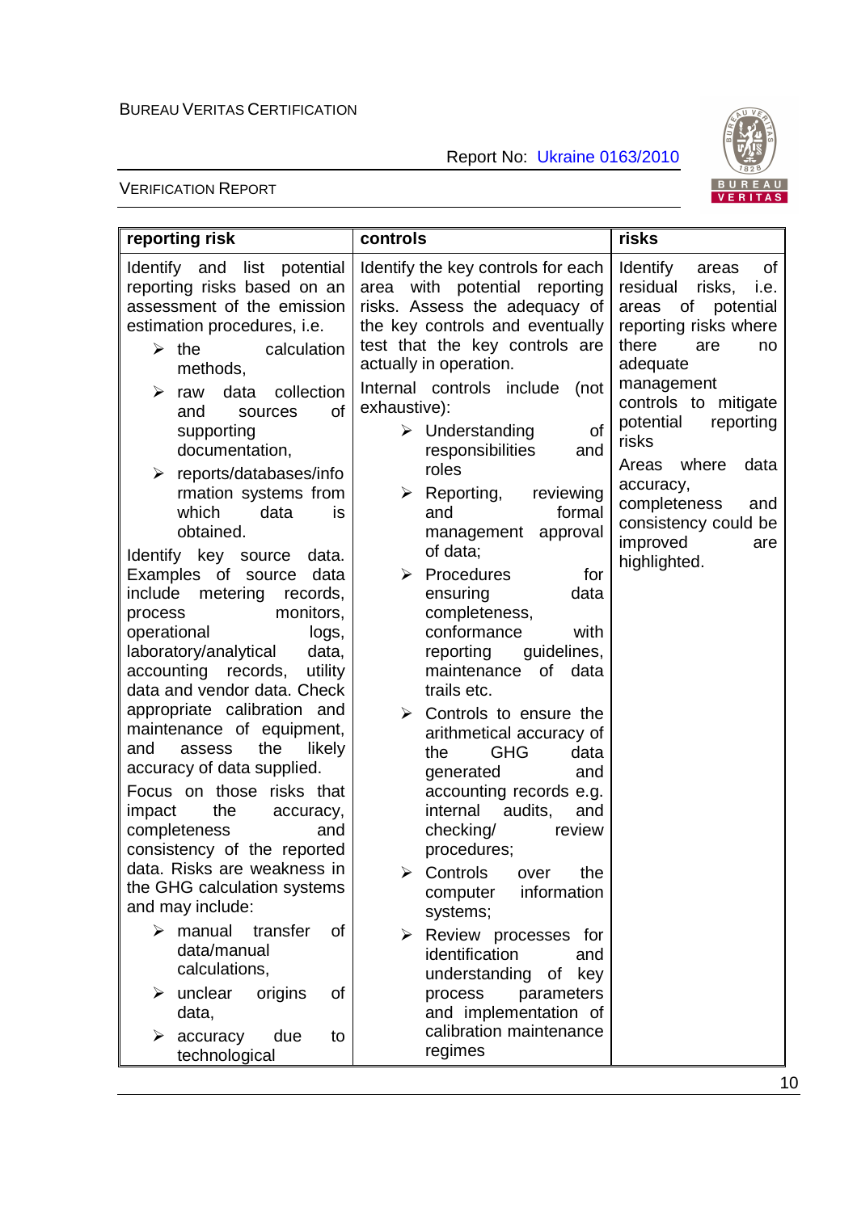| reporting risk | controls | risks |
|---|---|---|
| Identify and list potential reporting risks based on an assessment of the emission estimation procedures, i.e.<br>➢ the calculation methods,<br>➢ raw data collection and sources of supporting documentation,<br>➢ reports/databases/information systems from which data is obtained.<br>Identify key source data. Examples of source data include metering records, process monitors, operational logs, laboratory/analytical data, accounting records, utility data and vendor data. Check appropriate calibration and maintenance of equipment, and assess the likely accuracy of data supplied.<br>Focus on those risks that impact the accuracy, completeness and consistency of the reported data. Risks are weakness in the GHG calculation systems and may include:<br>➢ manual transfer of data/manual calculations,<br>➢ unclear origins of data,<br>➢ accuracy due to technological | Identify the key controls for each area with potential reporting risks. Assess the adequacy of the key controls and eventually test that the key controls are actually in operation.<br>Internal controls include (not exhaustive):<br>➢ Understanding of responsibilities and roles<br>➢ Reporting, reviewing and formal management approval of data;<br>➢ Procedures for ensuring data completeness, conformance with reporting guidelines, maintenance of data trails etc.<br>➢ Controls to ensure the arithmetical accuracy of the GHG data generated and accounting records e.g. internal audits, and checking/ review procedures;<br>➢ Controls over the computer information systems;<br>➢ Review processes for identification and understanding of key process parameters and implementation of calibration maintenance regimes | Identify areas of residual risks, i.e. areas of potential reporting risks where there are no adequate management controls to mitigate potential reporting risks<br>Areas where data accuracy, completeness and consistency could be improved are highlighted. |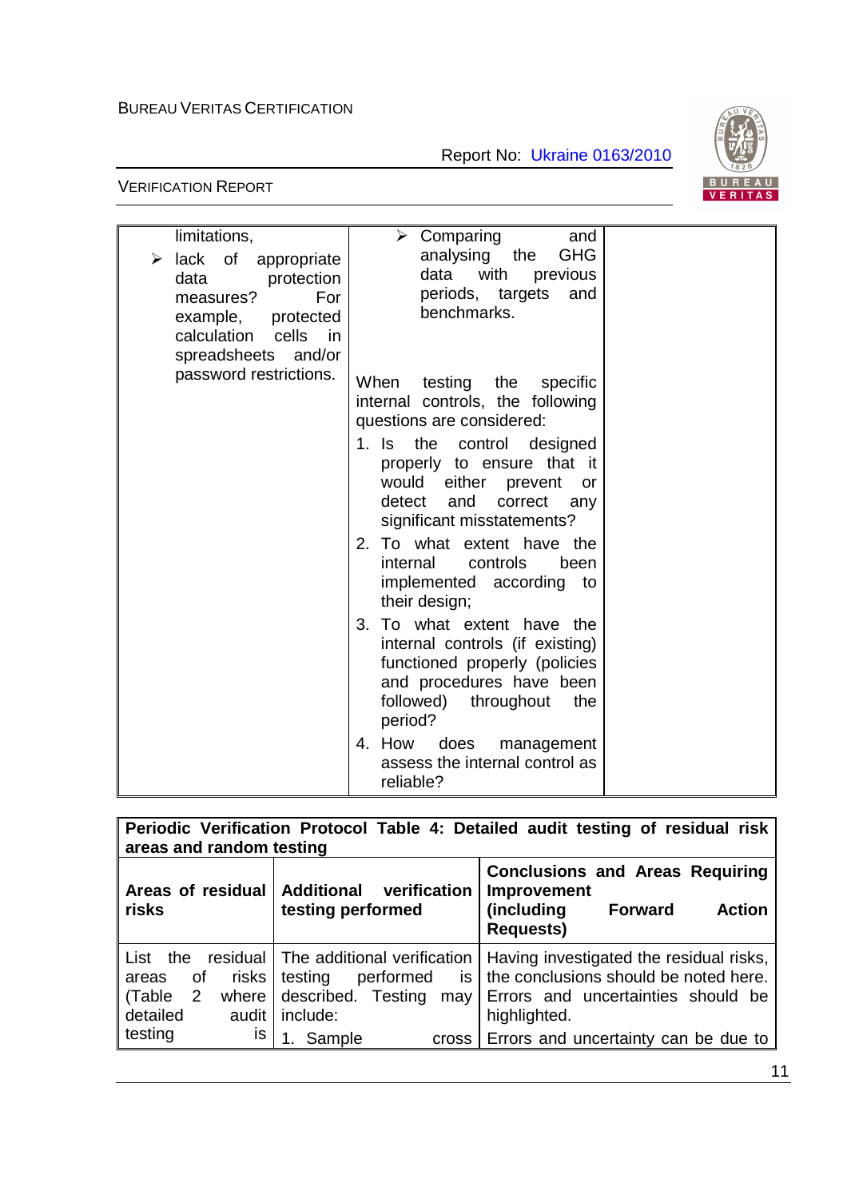| | | |
|---|---|---|
| limitations,<br>➢ lack of appropriate data protection measures? For example, protected calculation cells in spreadsheets and/or password restrictions. | ➢ Comparing and analysing the GHG data with previous periods, targets and benchmarks.<br><br>When testing the specific internal controls, the following questions are considered:<br>1. Is the control designed properly to ensure that it would either prevent or detect and correct any significant misstatements?<br>2. To what extent have the internal controls been implemented according to their design;<br>3. To what extent have the internal controls (if existing) functioned properly (policies and procedures have been followed) throughout the period?<br>4. How does management assess the internal control as reliable? | |

| **Periodic Verification Protocol Table 4: Detailed audit testing of residual risk areas and random testing** | | |
|---|---|---|
| **Areas of residual risks** | **Additional verification testing performed** | **Conclusions and Areas Requiring Improvement (including Forward Action Requests)** |
| List the residual areas of risks (Table 2 where detailed audit testing is | The additional verification testing performed is described. Testing may include:<br>1. Sample cross | Having investigated the residual risks, the conclusions should be noted here. Errors and uncertainties should be highlighted.<br>Errors and uncertainty can be due to |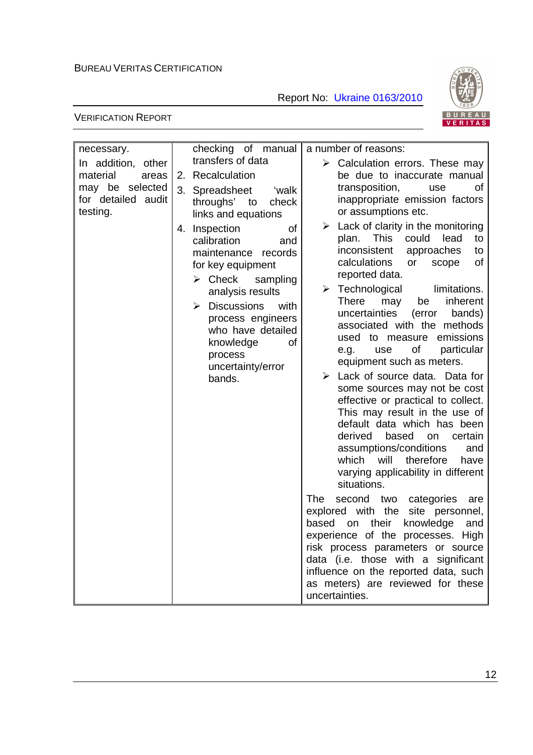| | | |
|---|---|---|
| necessary.<br><br>In addition, other material areas may be selected for detailed audit testing. | checking of manual transfers of data<br>2. Recalculation<br>3. Spreadsheet 'walk throughs' to check links and equations<br>4. Inspection of calibration and maintenance records for key equipment<br>➢ Check sampling analysis results<br>➢ Discussions with process engineers who have detailed knowledge of process uncertainty/error bands. | a number of reasons:<br>➢ Calculation errors. These may be due to inaccurate manual transposition, use of inappropriate emission factors or assumptions etc.<br>➢ Lack of clarity in the monitoring plan. This could lead to inconsistent approaches to calculations or scope of reported data.<br>➢ Technological limitations. There may be inherent uncertainties (error bands) associated with the methods used to measure emissions e.g. use of particular equipment such as meters.<br>➢ Lack of source data. Data for some sources may not be cost effective or practical to collect. This may result in the use of default data which has been derived based on certain assumptions/conditions and which will therefore have varying applicability in different situations.<br><br>The second two categories are explored with the site personnel, based on their knowledge and experience of the processes. High risk process parameters or source data (i.e. those with a significant influence on the reported data, such as meters) are reviewed for these uncertainties. |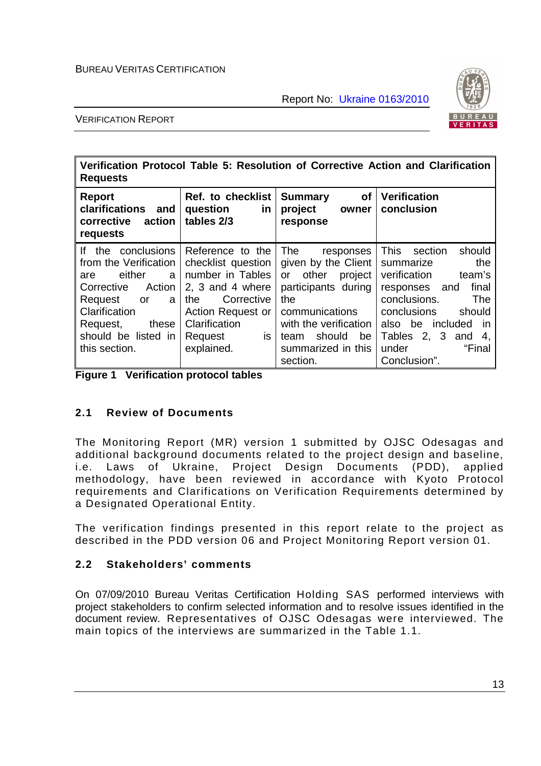| Verification Protocol Table 5: Resolution of Corrective Action and Clarification Requests | | | |
|---|---|---|---|
| **Report clarifications and corrective action requests** | **Ref. to checklist question in tables 2/3** | **Summary of project owner response** | **Verification conclusion** |
| If the conclusions from the Verification are either a Corrective Action Request or a Clarification Request, these should be listed in this section. | Reference to the checklist question number in Tables 2, 3 and 4 where the Corrective Action Request or Clarification Request is explained. | The responses given by the Client or other project participants during the communications with the verification team should be summarized in this section. | This section should summarize the verification team's responses and final conclusions. The conclusions should also be included in Tables 2, 3 and 4, under "Final Conclusion". |

**Figure 1 Verification protocol tables**

## 2.1 Review of Documents

The Monitoring Report (MR) version 1 submitted by OJSC Odesagas and additional background documents related to the project design and baseline, i.e. Laws of Ukraine, Project Design Documents (PDD), applied methodology, have been reviewed in accordance with Kyoto Protocol requirements and Clarifications on Verification Requirements determined by a Designated Operational Entity.

The verification findings presented in this report relate to the project as described in the PDD version 06 and Project Monitoring Report version 01.

## 2.2 Stakeholders' comments

On 07/09/2010 Bureau Veritas Certification Holding SAS performed interviews with project stakeholders to confirm selected information and to resolve issues identified in the document review. Representatives of OJSC Odesagas were interviewed. The main topics of the interviews are summarized in the Table 1.1.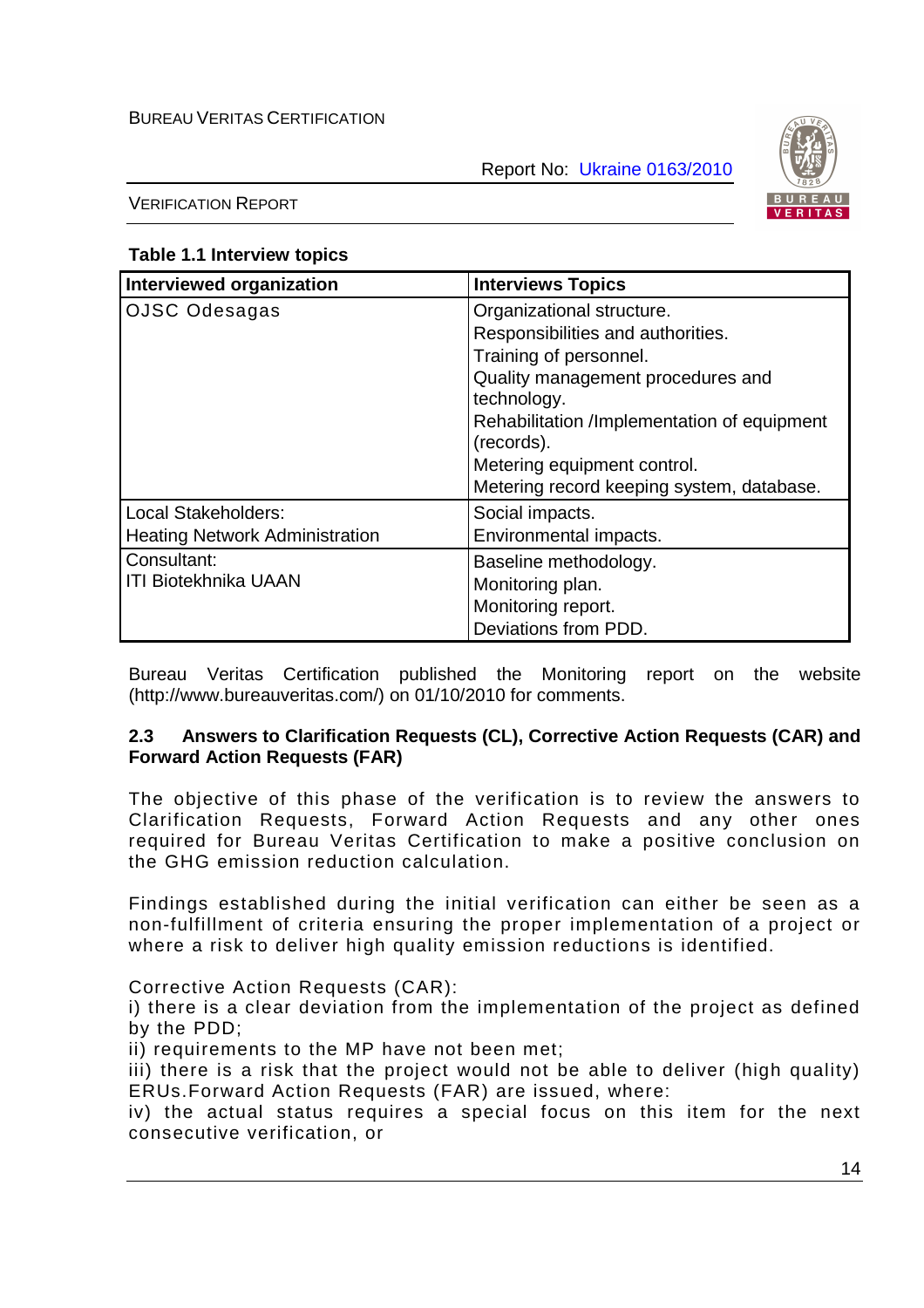**Table 1.1 Interview topics**

| Interviewed organization | Interviews Topics |
|---|---|
| OJSC Odesagas | Organizational structure.<br>Responsibilities and authorities.<br>Training of personnel.<br>Quality management procedures and technology.<br>Rehabilitation /Implementation of equipment (records).<br>Metering equipment control.<br>Metering record keeping system, database. |
| Local Stakeholders:<br>Heating Network Administration | Social impacts.<br>Environmental impacts. |
| Consultant:<br>ITI Biotekhnika UAAN | Baseline methodology.<br>Monitoring plan.<br>Monitoring report.<br>Deviations from PDD. |

Bureau Veritas Certification published the Monitoring report on the website (http://www.bureauveritas.com/) on 01/10/2010 for comments.

### 2.3 Answers to Clarification Requests (CL), Corrective Action Requests (CAR) and Forward Action Requests (FAR)

The objective of this phase of the verification is to review the answers to Clarification Requests, Forward Action Requests and any other ones required for Bureau Veritas Certification to make a positive conclusion on the GHG emission reduction calculation.

Findings established during the initial verification can either be seen as a non-fulfillment of criteria ensuring the proper implementation of a project or where a risk to deliver high quality emission reductions is identified.

Corrective Action Requests (CAR):
i) there is a clear deviation from the implementation of the project as defined by the PDD;
ii) requirements to the MP have not been met;
iii) there is a risk that the project would not be able to deliver (high quality) ERUs.Forward Action Requests (FAR) are issued, where:
iv) the actual status requires a special focus on this item for the next consecutive verification, or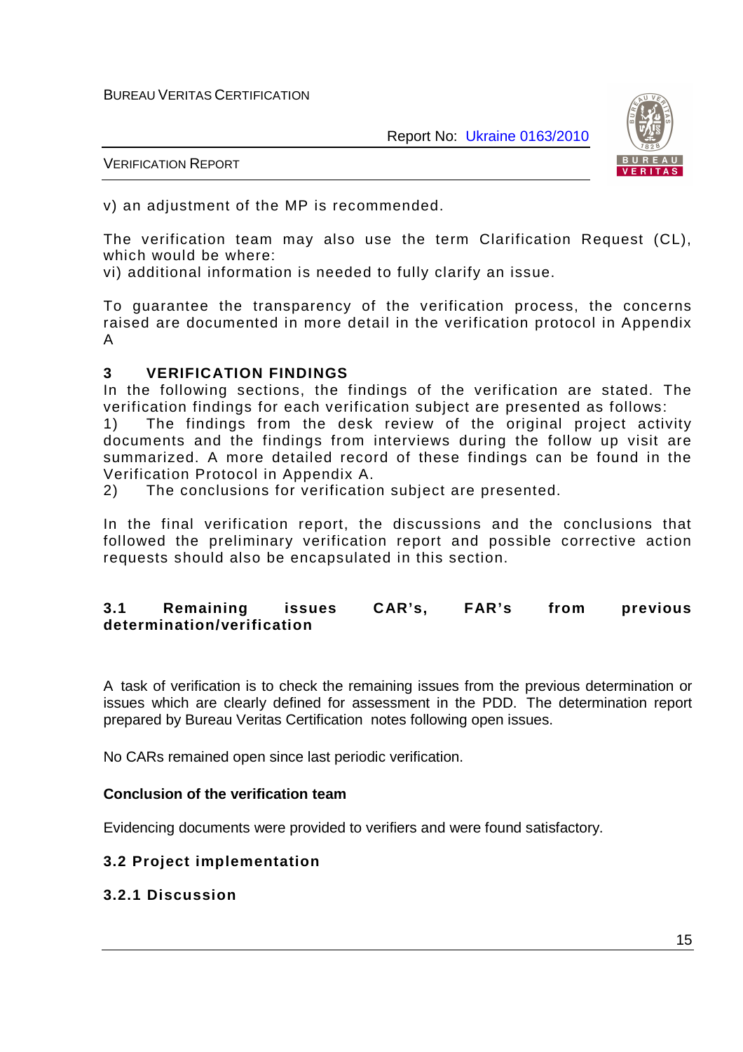v) an adjustment of the MP is recommended.

The verification team may also use the term Clarification Request (CL), which would be where:
vi) additional information is needed to fully clarify an issue.

To guarantee the transparency of the verification process, the concerns raised are documented in more detail in the verification protocol in Appendix A

## 3 VERIFICATION FINDINGS

In the following sections, the findings of the verification are stated. The verification findings for each verification subject are presented as follows:

1) The findings from the desk review of the original project activity documents and the findings from interviews during the follow up visit are summarized. A more detailed record of these findings can be found in the Verification Protocol in Appendix A.
2) The conclusions for verification subject are presented.

In the final verification report, the discussions and the conclusions that followed the preliminary verification report and possible corrective action requests should also be encapsulated in this section.

### 3.1 Remaining issues CAR's, FAR's from previous determination/verification

A task of verification is to check the remaining issues from the previous determination or issues which are clearly defined for assessment in the PDD. The determination report prepared by Bureau Veritas Certification notes following open issues.

No CARs remained open since last periodic verification.

**Conclusion of the verification team**

Evidencing documents were provided to verifiers and were found satisfactory.

### 3.2 Project implementation

#### 3.2.1 Discussion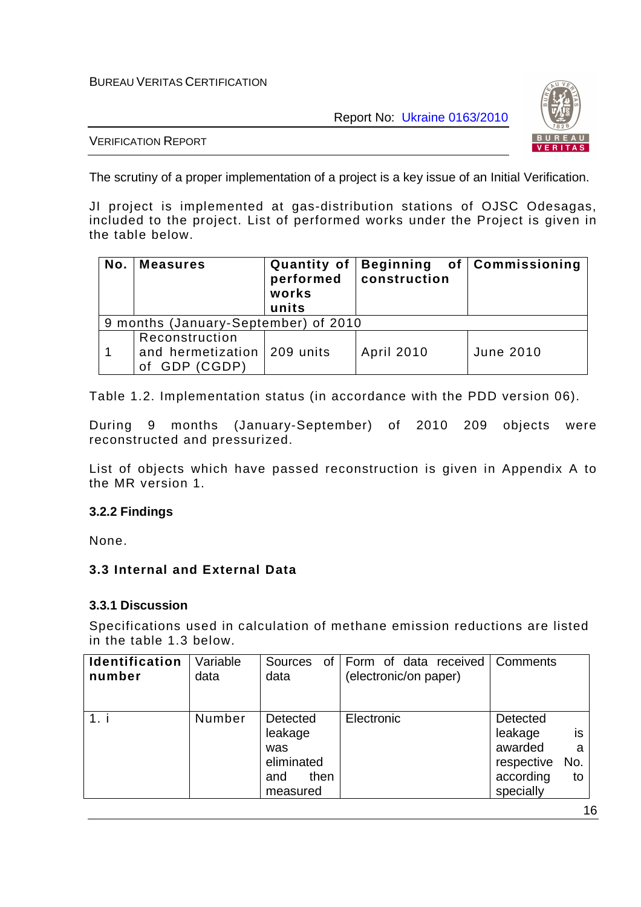The scrutiny of a proper implementation of a project is a key issue of an Initial Verification.

JI project is implemented at gas-distribution stations of OJSC Odesagas, included to the project. List of performed works under the Project is given in the table below.

| No. | Measures | Quantity of performed works units | Beginning of construction | Commissioning |
|---|---|---|---|---|
| 9 months (January-September) of 2010 | | | | |
| 1 | Reconstruction and hermetization of GDP (CGDP) | 209 units | April 2010 | June 2010 |

Table 1.2. Implementation status (in accordance with the PDD version 06).

During 9 months (January-September) of 2010 209 objects were reconstructed and pressurized.

List of objects which have passed reconstruction is given in Appendix A to the MR version 1.

### 3.2.2 Findings

None.

## 3.3 Internal and External Data

### 3.3.1 Discussion

Specifications used in calculation of methane emission reductions are listed in the table 1.3 below.

| Identification number | Variable data | Sources of data | Form of data received (electronic/on paper) | Comments |
|---|---|---|---|---|
| 1. i | Number | Detected leakage was eliminated and then measured | Electronic | Detected leakage is awarded a respective No. according to specially |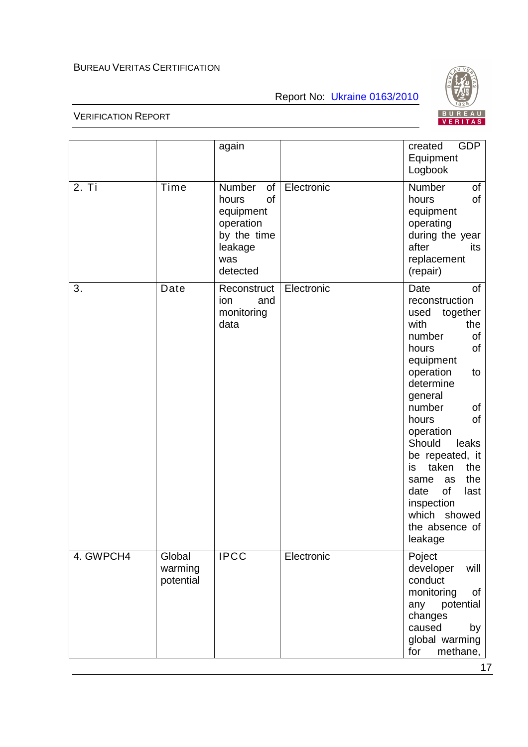|  |  |  |  |  |
|---|---|---|---|---|
|  |  | again |  | created GDP Equipment Logbook |
| 2. Ti | Time | Number of hours of equipment operation by the time leakage was detected | Electronic | Number of hours of equipment operating during the year after its replacement (repair) |
| 3. | Date | Reconstruction and monitoring data | Electronic | Date of reconstruction used together with the number of hours of equipment operation to determine general number of hours of operation Should leaks be repeated, it is taken the same as the date of last inspection which showed the absence of leakage |
| 4. GWPCH4 | Global warming potential | IPCC | Electronic | Poject developer will conduct monitoring of any potential changes caused by global warming for methane, |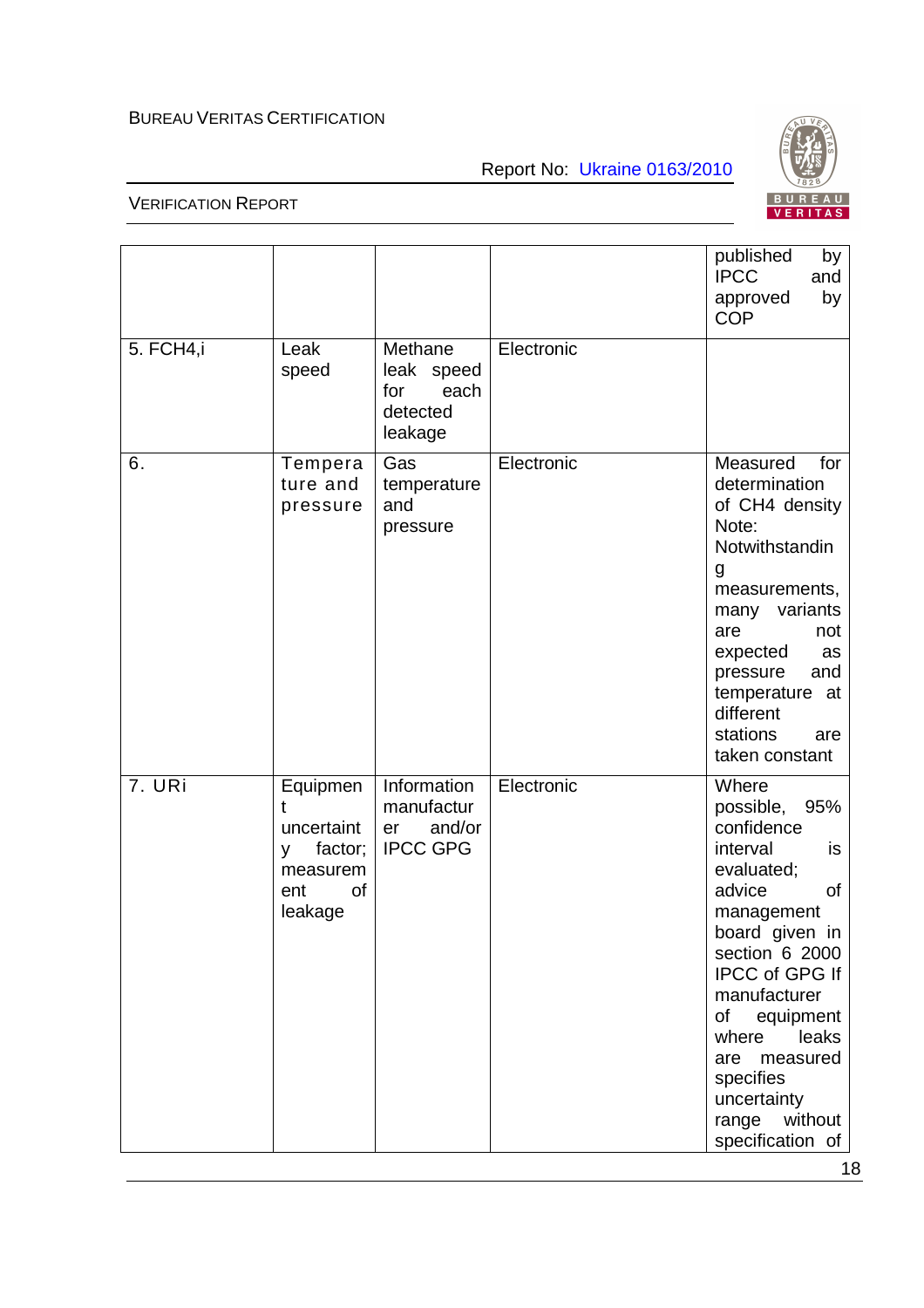| | | | | |
|---|---|---|---|---|
| | | | | published by IPCC and approved by COP |
| 5. FCH4,i | Leak speed | Methane leak speed for each detected leakage | Electronic | |
| 6. | Temperature and pressure | Gas temperature and pressure | Electronic | Measured for determination of CH4 density Note: Notwithstanding measurements, many variants are not expected as pressure and temperature at different stations are taken constant |
| 7. URi | Equipment uncertainty factor; measurement of leakage | Information manufacturer and/or IPCC GPG | Electronic | Where possible, 95% confidence interval is evaluated; advice of management board given in section 6 2000 IPCC of GPG If manufacturer of equipment where leaks are measured specifies uncertainty range without specification of |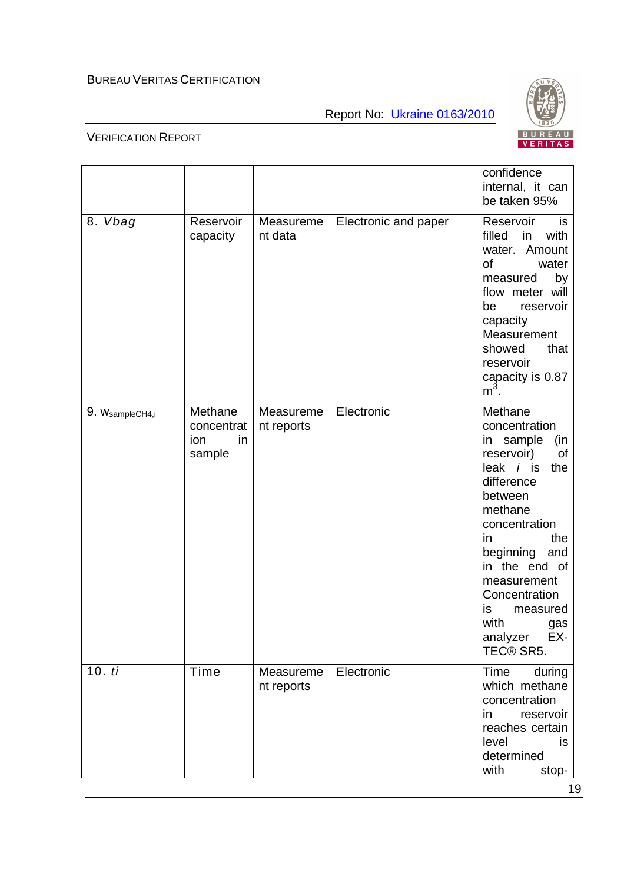|  |  |  |  | confidence internal, it can be taken 95% |
|---|---|---|---|---|
| 8. *Vbag* | Reservoir capacity | Measurement data | Electronic and paper | Reservoir is filled in with water. Amount of water measured by flow meter will be reservoir capacity Measurement showed that reservoir capacity is 0.87 $m^3$. |
| 9. $w_{sampleCH4,i}$ | Methane concentration in sample | Measurement reports | Electronic | Methane concentration in sample (in reservoir) of leak *i* is the difference between methane concentration in the beginning and in the end of measurement Concentration is measured with gas analyzer EX-TEC® SR5. |
| 10. *ti* | Time | Measurement reports | Electronic | Time during which methane concentration in reservoir reaches certain level is determined with stop- |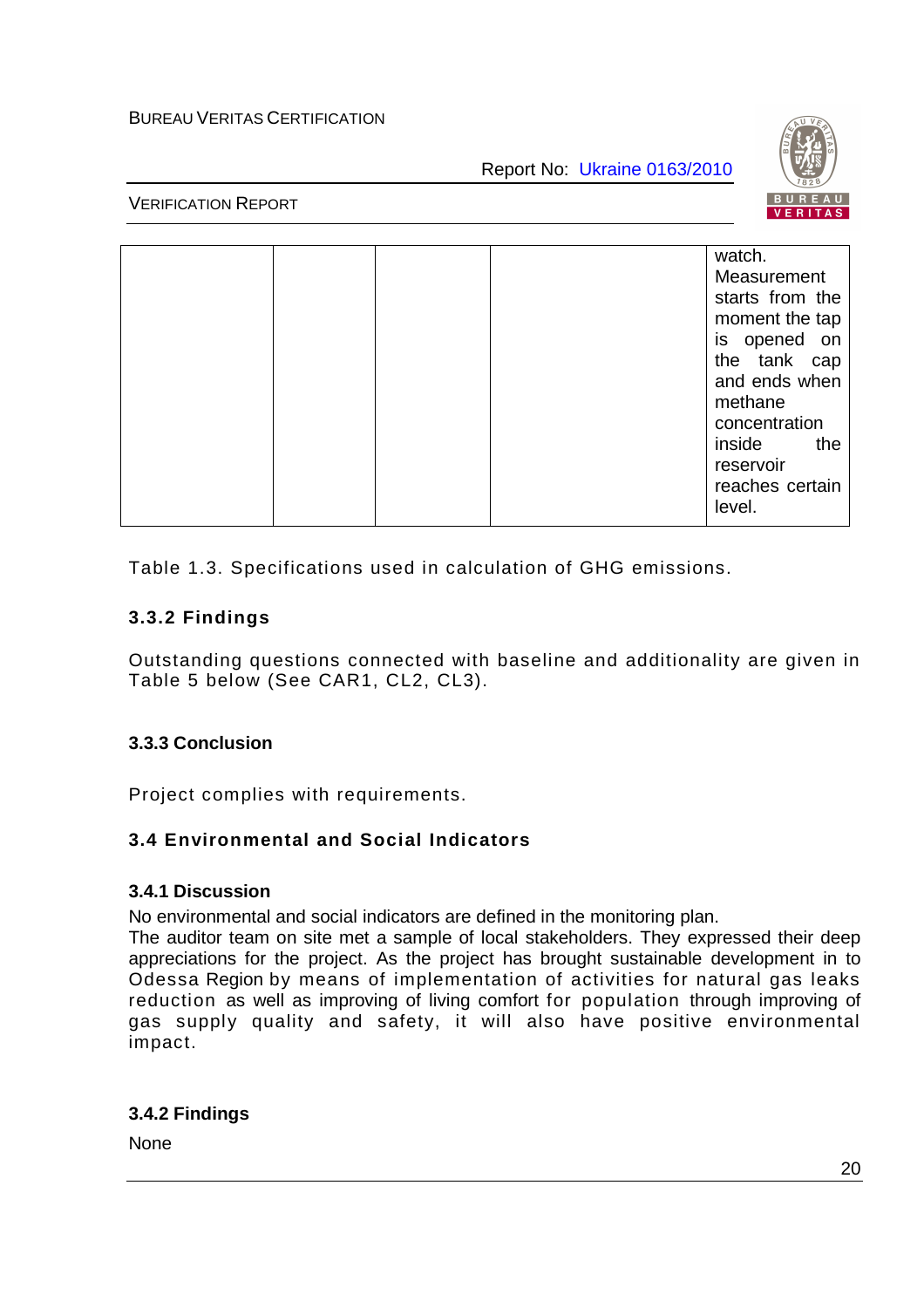|  |  |  |  | watch. Measurement starts from the moment the tap is opened on the tank cap and ends when methane concentration inside the reservoir reaches certain level. |
|---|---|---|---|---|

Table 1.3. Specifications used in calculation of GHG emissions.

### 3.3.2 Findings

Outstanding questions connected with baseline and additionality are given in Table 5 below (See CAR1, CL2, CL3).

### 3.3.3 Conclusion

Project complies with requirements.

## 3.4 Environmental and Social Indicators

### 3.4.1 Discussion

No environmental and social indicators are defined in the monitoring plan.
The auditor team on site met a sample of local stakeholders. They expressed their deep appreciations for the project. As the project has brought sustainable development in to Odessa Region by means of implementation of activities for natural gas leaks reduction as well as improving of living comfort for population through improving of gas supply quality and safety, it will also have positive environmental impact.

### 3.4.2 Findings

None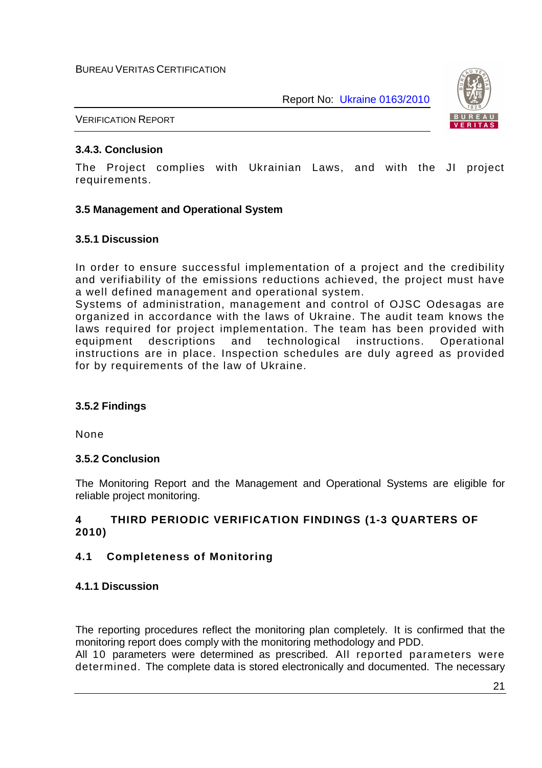**3.4.3. Conclusion**

The Project complies with Ukrainian Laws, and with the JI project requirements.

**3.5 Management and Operational System**

**3.5.1 Discussion**

In order to ensure successful implementation of a project and the credibility and verifiability of the emissions reductions achieved, the project must have a well defined management and operational system.
Systems of administration, management and control of OJSC Odesagas are organized in accordance with the laws of Ukraine. The audit team knows the laws required for project implementation. The team has been provided with equipment descriptions and technological instructions. Operational instructions are in place. Inspection schedules are duly agreed as provided for by requirements of the law of Ukraine.

**3.5.2 Findings**

None

**3.5.2 Conclusion**

The Monitoring Report and the Management and Operational Systems are eligible for reliable project monitoring.

# 4 THIRD PERIODIC VERIFICATION FINDINGS (1-3 QUARTERS OF 2010)

## 4.1 Completeness of Monitoring

**4.1.1 Discussion**

The reporting procedures reflect the monitoring plan completely. It is confirmed that the monitoring report does comply with the monitoring methodology and PDD.
All 10 parameters were determined as prescribed. All reported parameters were determined. The complete data is stored electronically and documented. The necessary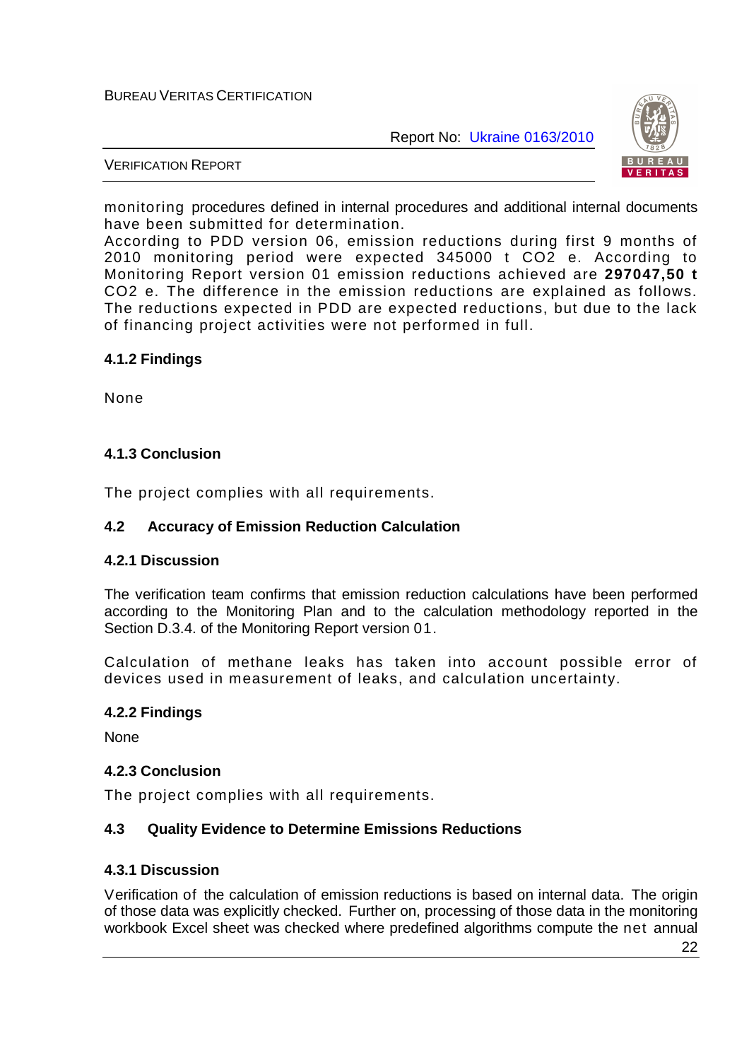monitoring procedures defined in internal procedures and additional internal documents have been submitted for determination.
According to PDD version 06, emission reductions during first 9 months of 2010 monitoring period were expected 345000 t CO2 e. According to Monitoring Report version 01 emission reductions achieved are **297047,50 t** CO2 e. The difference in the emission reductions are explained as follows. The reductions expected in PDD are expected reductions, but due to the lack of financing project activities were not performed in full.

### 4.1.2 Findings

None

### 4.1.3 Conclusion

The project complies with all requirements.

## 4.2 Accuracy of Emission Reduction Calculation

### 4.2.1 Discussion

The verification team confirms that emission reduction calculations have been performed according to the Monitoring Plan and to the calculation methodology reported in the Section D.3.4. of the Monitoring Report version 01.

Calculation of methane leaks has taken into account possible error of devices used in measurement of leaks, and calculation uncertainty.

### 4.2.2 Findings

None

### 4.2.3 Conclusion

The project complies with all requirements.

## 4.3 Quality Evidence to Determine Emissions Reductions

### 4.3.1 Discussion

Verification of the calculation of emission reductions is based on internal data. The origin of those data was explicitly checked. Further on, processing of those data in the monitoring workbook Excel sheet was checked where predefined algorithms compute the net annual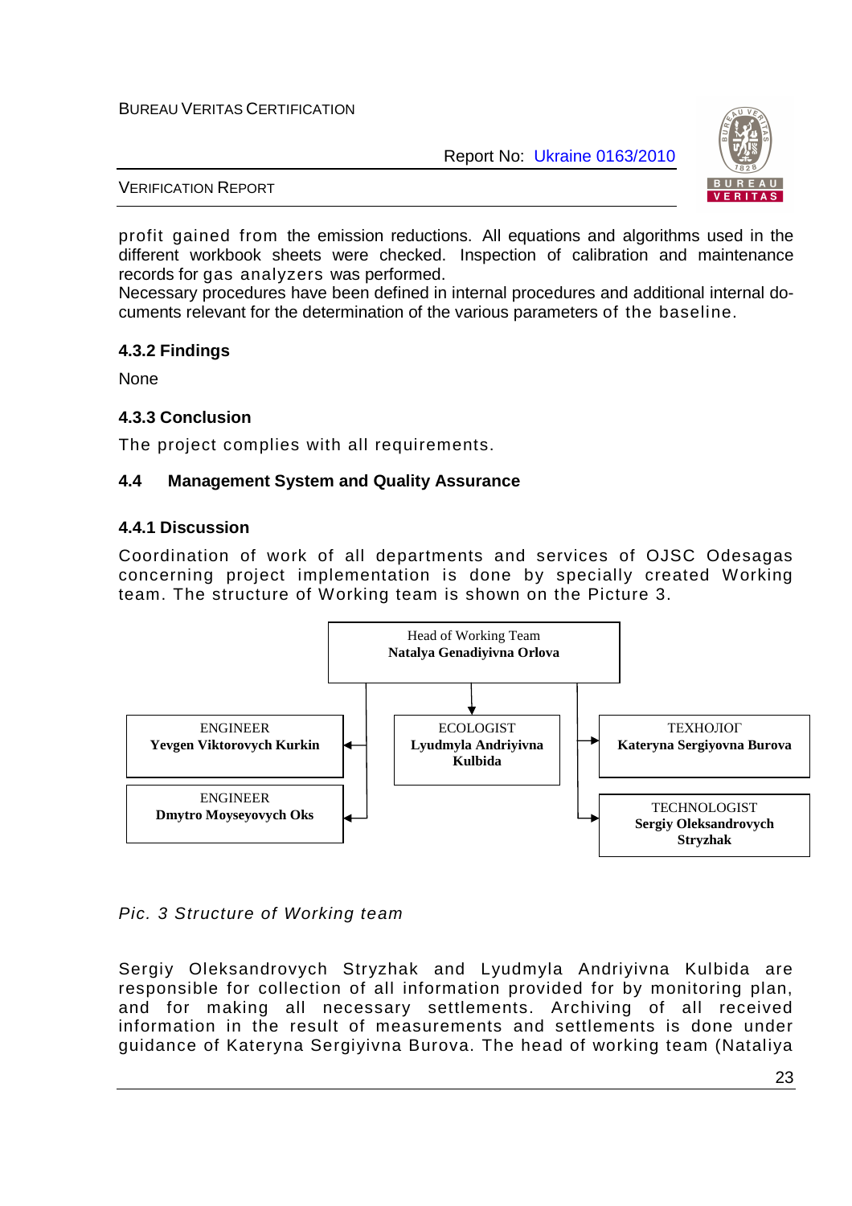profit gained from the emission reductions. All equations and algorithms used in the different workbook sheets were checked. Inspection of calibration and maintenance records for gas analyzers was performed.
Necessary procedures have been defined in internal procedures and additional internal documents relevant for the determination of the various parameters of the baseline.

### 4.3.2 Findings

None

### 4.3.3 Conclusion

The project complies with all requirements.

## 4.4 Management System and Quality Assurance

### 4.4.1 Discussion

Coordination of work of all departments and services of OJSC Odesagas concerning project implementation is done by specially created Working team. The structure of Working team is shown on the Picture 3.

Head of Working Team
**Natalya Genadiyivna Orlova**

- ENGINEER **Yevgen Viktorovych Kurkin**
- ENGINEER **Dmytro Moyseyovych Oks**
- ECOLOGIST **Lyudmyla Andriyivna Kulbida**
- ТЕХНОЛОГ **Kateryna Sergiyovna Burova**
- TECHNOLOGIST **Sergiy Oleksandrovych Stryzhak**

*Pic. 3 Structure of Working team*

Sergiy Oleksandrovych Stryzhak and Lyudmyla Andriyivna Kulbida are responsible for collection of all information provided for by monitoring plan, and for making all necessary settlements. Archiving of all received information in the result of measurements and settlements is done under guidance of Kateryna Sergiyivna Burova. The head of working team (Nataliya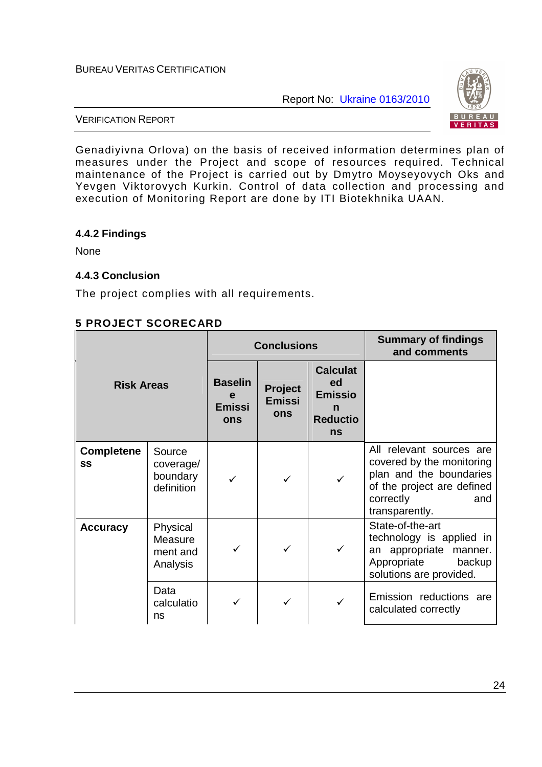Genadiyivna Orlova) on the basis of received information determines plan of measures under the Project and scope of resources required. Technical maintenance of the Project is carried out by Dmytro Moyseyovych Oks and Yevgen Viktorovych Kurkin. Control of data collection and processing and execution of Monitoring Report are done by ITI Biotekhnika UAAN.

### 4.4.2 Findings

None

### 4.4.3 Conclusion

The project complies with all requirements.

## 5 PROJECT SCORECARD

| Risk Areas | | Conclusions | | | Summary of findings and comments |
|---|---|---|---|---|---|
| | | Baseline Emissions | Project Emissions | Calculated Emission Reductions | |
| **Completeness** | Source coverage/ boundary definition | ✓ | ✓ | ✓ | All relevant sources are covered by the monitoring plan and the boundaries of the project are defined correctly and transparently. |
| **Accuracy** | Physical Measurement and Analysis | ✓ | ✓ | ✓ | State-of-the-art technology is applied in an appropriate manner. Appropriate backup solutions are provided. |
| | Data calculations | ✓ | ✓ | ✓ | Emission reductions are calculated correctly |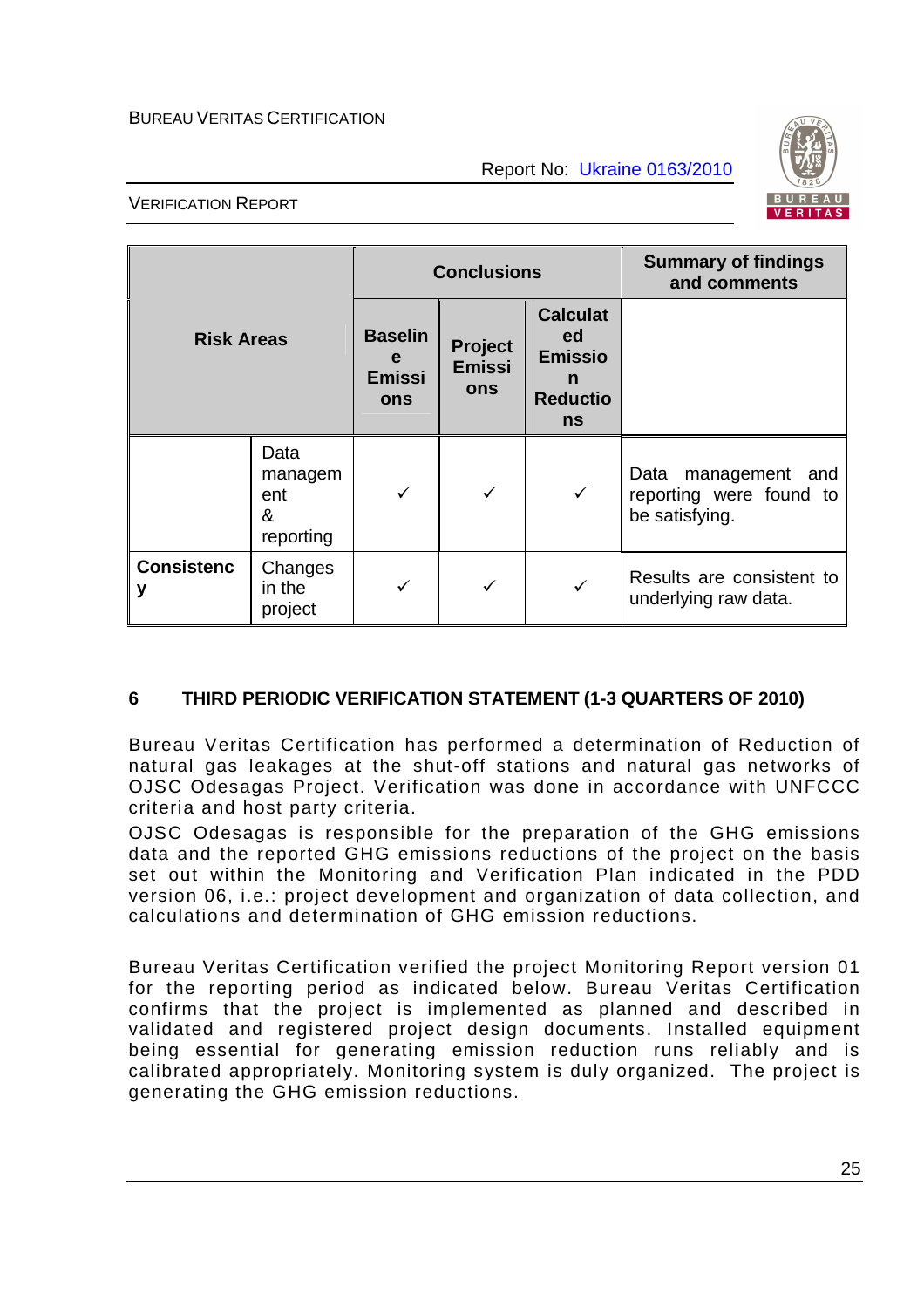| Risk Areas | | Conclusions | | | Summary of findings and comments |
|---|---|---|---|---|---|
| | | Baseline Emissions | Project Emissions | Calculated Emission Reductions | |
| | Data management & reporting | ✓ | ✓ | ✓ | Data management and reporting were found to be satisfying. |
| **Consistency** | Changes in the project | ✓ | ✓ | ✓ | Results are consistent to underlying raw data. |

## 6 THIRD PERIODIC VERIFICATION STATEMENT (1-3 QUARTERS OF 2010)

Bureau Veritas Certification has performed a determination of Reduction of natural gas leakages at the shut-off stations and natural gas networks of OJSC Odesagas Project. Verification was done in accordance with UNFCCC criteria and host party criteria.

OJSC Odesagas is responsible for the preparation of the GHG emissions data and the reported GHG emissions reductions of the project on the basis set out within the Monitoring and Verification Plan indicated in the PDD version 06, i.e.: project development and organization of data collection, and calculations and determination of GHG emission reductions.

Bureau Veritas Certification verified the project Monitoring Report version 01 for the reporting period as indicated below. Bureau Veritas Certification confirms that the project is implemented as planned and described in validated and registered project design documents. Installed equipment being essential for generating emission reduction runs reliably and is calibrated appropriately. Monitoring system is duly organized. The project is generating the GHG emission reductions.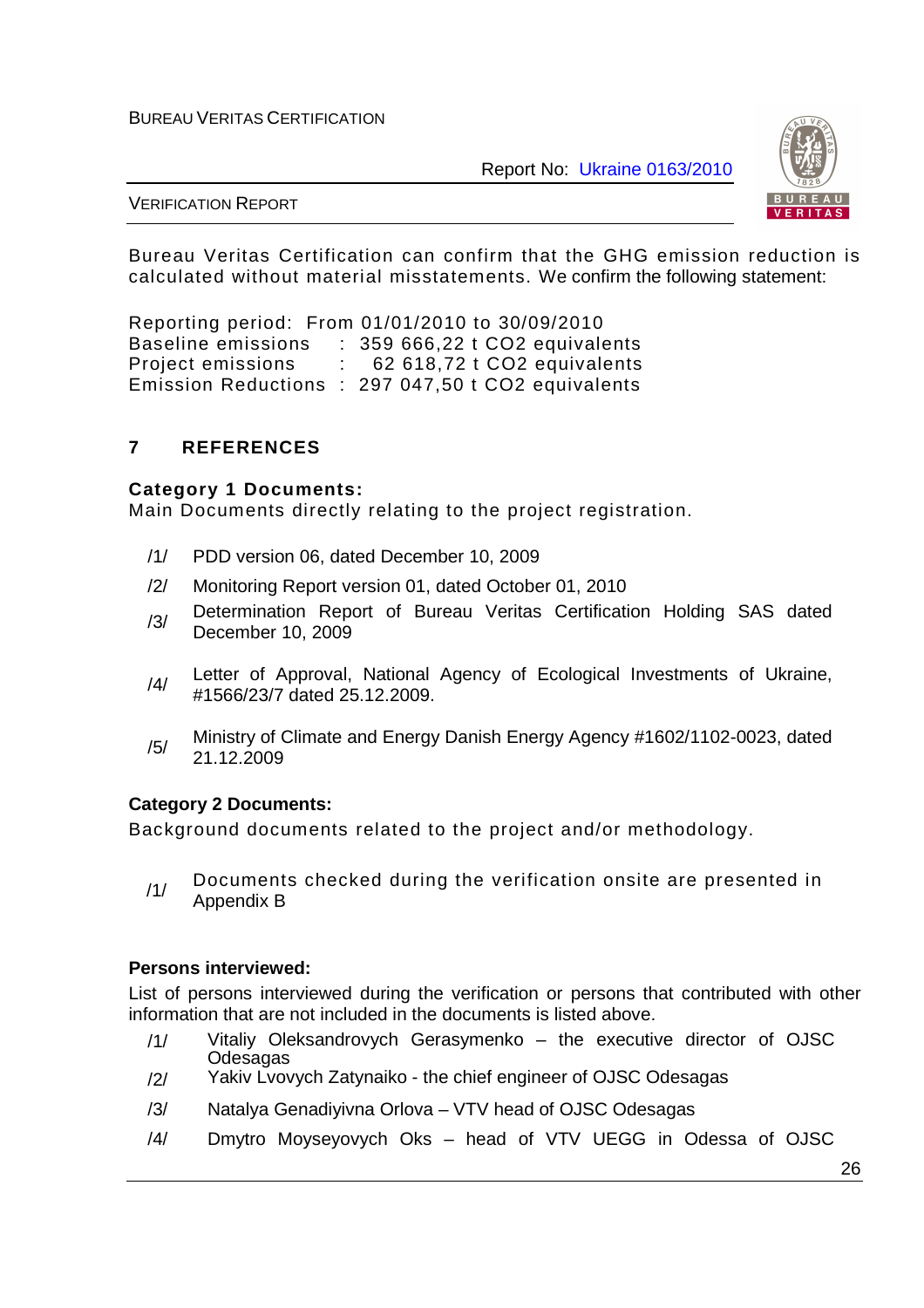Bureau Veritas Certification can confirm that the GHG emission reduction is calculated without material misstatements. We confirm the following statement:

Reporting period: From 01/01/2010 to 30/09/2010
Baseline emissions : 359 666,22 t CO2 equivalents
Project emissions : 62 618,72 t CO2 equivalents
Emission Reductions : 297 047,50 t CO2 equivalents

## 7 REFERENCES

**Category 1 Documents:**
Main Documents directly relating to the project registration.

/1/ PDD version 06, dated December 10, 2009

/2/ Monitoring Report version 01, dated October 01, 2010

/3/ Determination Report of Bureau Veritas Certification Holding SAS dated December 10, 2009

/4/ Letter of Approval, National Agency of Ecological Investments of Ukraine, #1566/23/7 dated 25.12.2009.

/5/ Ministry of Climate and Energy Danish Energy Agency #1602/1102-0023, dated 21.12.2009

**Category 2 Documents:**
Background documents related to the project and/or methodology.

/1/ Documents checked during the verification onsite are presented in Appendix B

**Persons interviewed:**

List of persons interviewed during the verification or persons that contributed with other information that are not included in the documents is listed above.

/1/ Vitaliy Oleksandrovych Gerasymenko – the executive director of OJSC Odesagas

/2/ Yakiv Lvovych Zatynaiko - the chief engineer of OJSC Odesagas

/3/ Natalya Genadiyivna Orlova – VTV head of OJSC Odesagas

/4/ Dmytro Moyseyovych Oks – head of VTV UEGG in Odessa of OJSC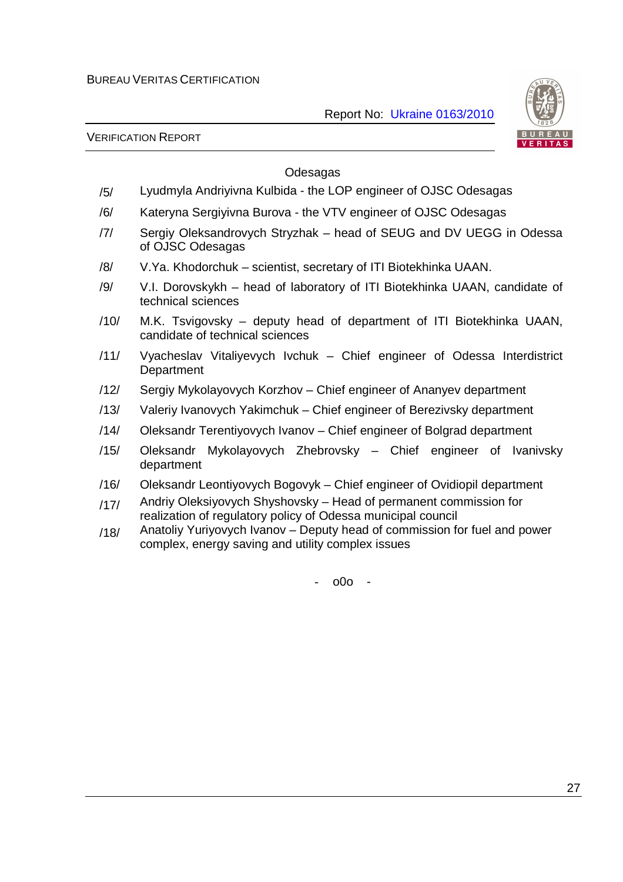Odesagas

/5/ Lyudmyla Andriyivna Kulbida - the LOP engineer of OJSC Odesagas

/6/ Kateryna Sergiyivna Burova - the VTV engineer of OJSC Odesagas

/7/ Sergiy Oleksandrovych Stryzhak – head of SEUG and DV UEGG in Odessa of OJSC Odesagas

/8/ V.Ya. Khodorchuk – scientist, secretary of ITI Biotekhinka UAAN.

/9/ V.I. Dorovskykh – head of laboratory of ITI Biotekhinka UAAN, candidate of technical sciences

/10/ M.K. Tsvigovsky – deputy head of department of ITI Biotekhinka UAAN, candidate of technical sciences

/11/ Vyacheslav Vitaliyevych Ivchuk – Chief engineer of Odessa Interdistrict Department

/12/ Sergiy Mykolayovych Korzhov – Chief engineer of Ananyev department

/13/ Valeriy Ivanovych Yakimchuk – Chief engineer of Berezivsky department

/14/ Oleksandr Terentiyovych Ivanov – Chief engineer of Bolgrad department

/15/ Oleksandr Mykolayovych Zhebrovsky – Chief engineer of Ivanivsky department

/16/ Oleksandr Leontiyovych Bogovyk – Chief engineer of Ovidiopil department

/17/ Andriy Oleksiyovych Shyshovsky – Head of permanent commission for realization of regulatory policy of Odessa municipal council

/18/ Anatoliy Yuriyovych Ivanov – Deputy head of commission for fuel and power complex, energy saving and utility complex issues

\- o0o -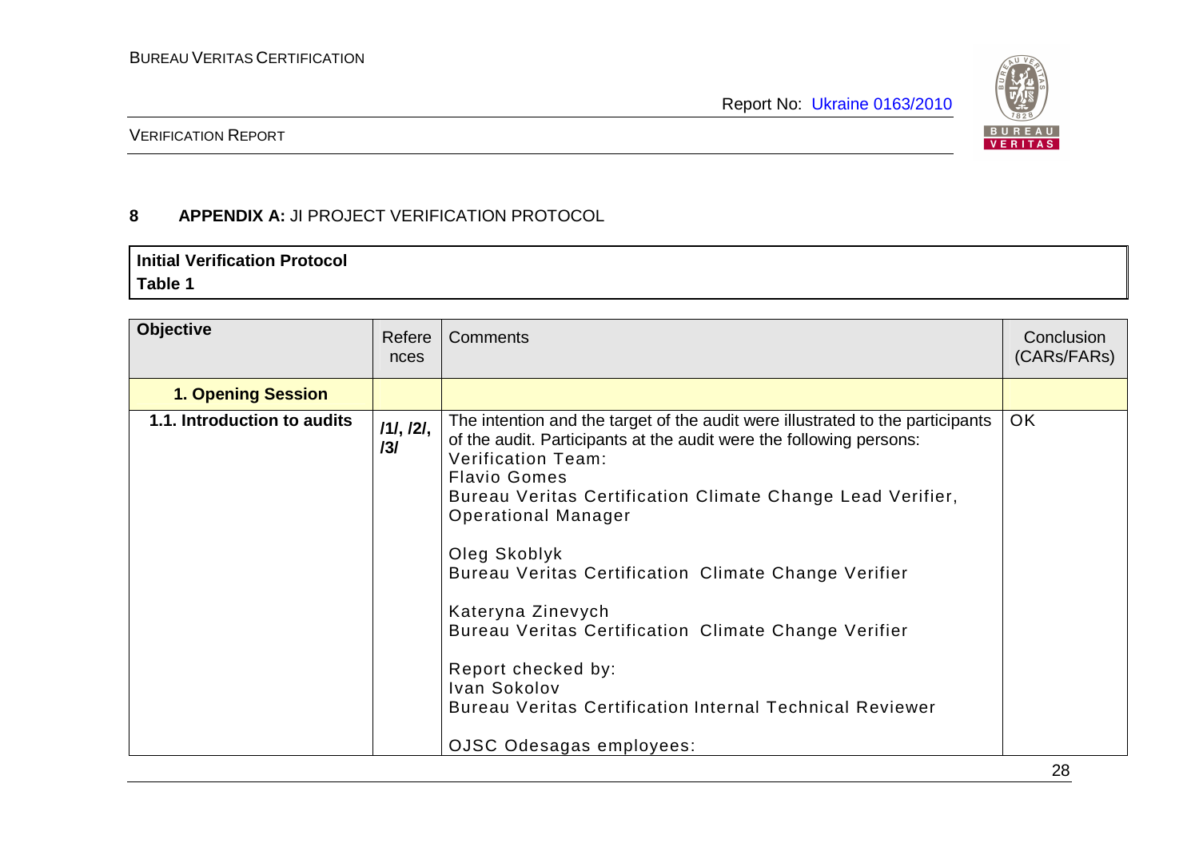## 8 APPENDIX A: JI PROJECT VERIFICATION PROTOCOL

| Initial Verification Protocol<br>Table 1 |
|---|

| Objective | References | Comments | Conclusion (CARs/FARs) |
|---|---|---|---|
| **1. Opening Session** | | | |
| **1.1. Introduction to audits** | **/1/, /2/, /3/** | The intention and the target of the audit were illustrated to the participants of the audit. Participants at the audit were the following persons:<br>Verification Team:<br>Flavio Gomes<br>Bureau Veritas Certification Climate Change Lead Verifier, Operational Manager<br><br>Oleg Skoblyk<br>Bureau Veritas Certification Climate Change Verifier<br><br>Kateryna Zinevych<br>Bureau Veritas Certification Climate Change Verifier<br><br>Report checked by:<br>Ivan Sokolov<br>Bureau Veritas Certification Internal Technical Reviewer<br><br>OJSC Odesagas employees: | OK |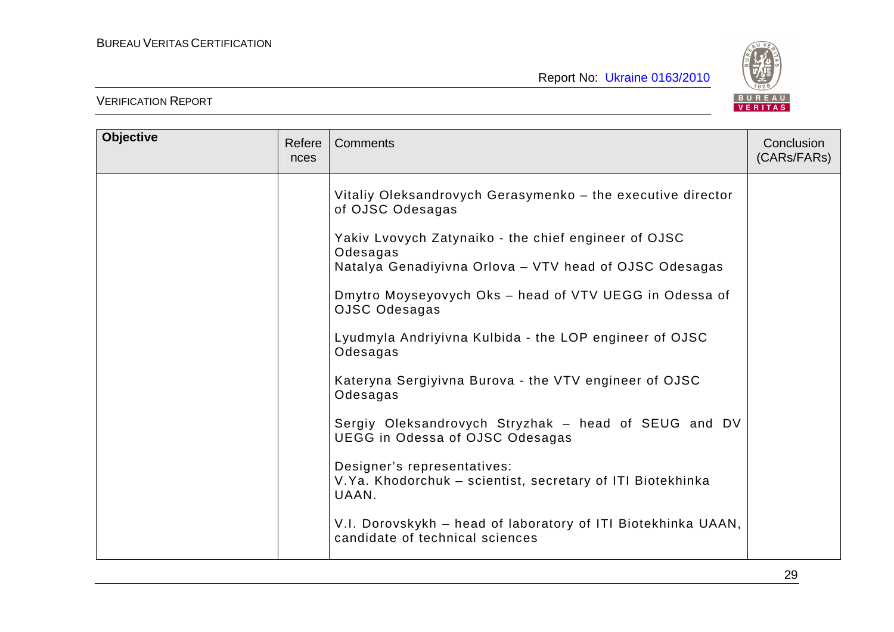| Objective | References | Comments | Conclusion (CARs/FARs) |
|---|---|---|---|
| | | Vitaliy Oleksandrovych Gerasymenko – the executive director of OJSC Odesagas<br><br>Yakiv Lvovych Zatynaiko - the chief engineer of OJSC Odesagas<br>Natalya Genadiyivna Orlova – VTV head of OJSC Odesagas<br><br>Dmytro Moyseyovych Oks – head of VTV UEGG in Odessa of OJSC Odesagas<br><br>Lyudmyla Andriyivna Kulbida - the LOP engineer of OJSC Odesagas<br><br>Kateryna Sergiyivna Burova - the VTV engineer of OJSC Odesagas<br><br>Sergiy Oleksandrovych Stryzhak – head of SEUG and DV UEGG in Odessa of OJSC Odesagas<br><br>Designer's representatives:<br>V.Ya. Khodorchuk – scientist, secretary of ITI Biotekhinka UAAN.<br><br>V.I. Dorovskykh – head of laboratory of ITI Biotekhinka UAAN, candidate of technical sciences | |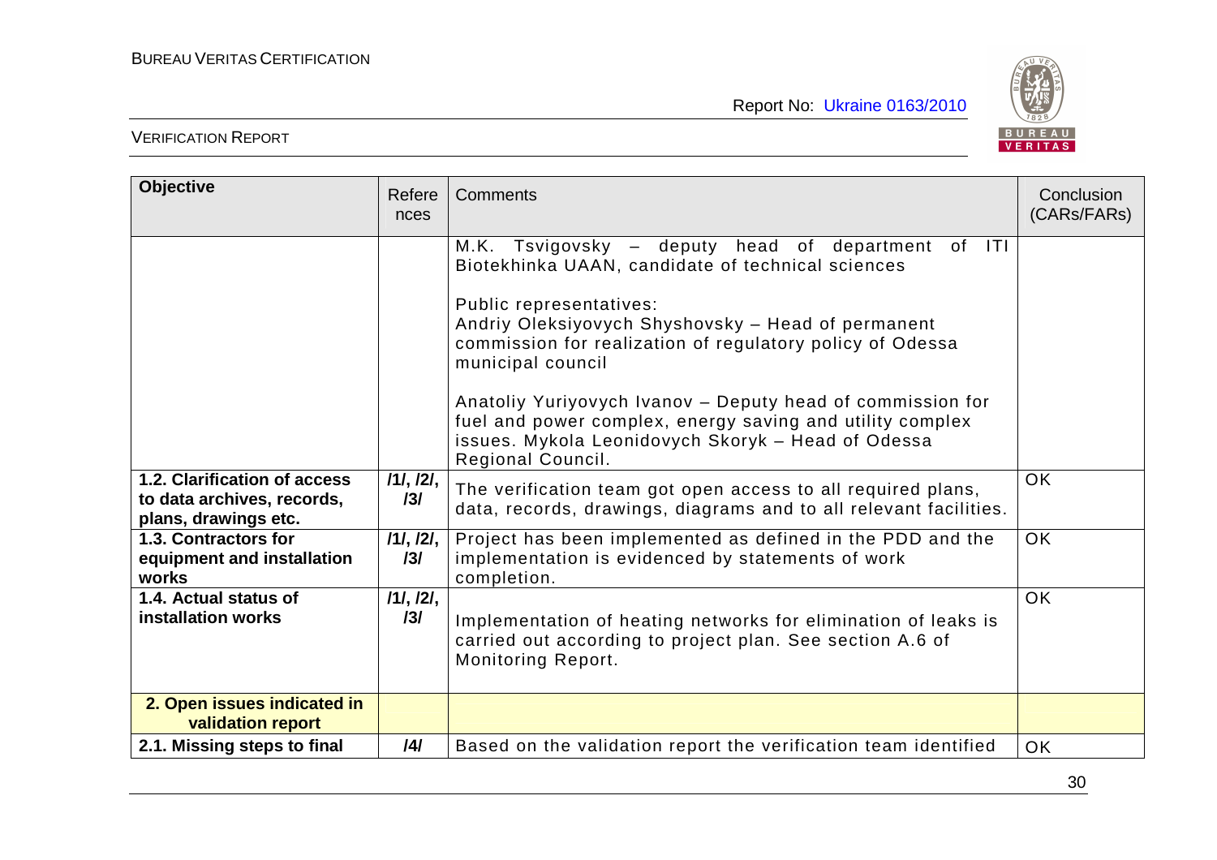| Objective | References | Comments | Conclusion (CARs/FARs) |
|---|---|---|---|
| | | M.K. Tsvigovsky – deputy head of department of ITI Biotekhinka UAAN, candidate of technical sciences<br><br>Public representatives:<br>Andriy Oleksiyovych Shyshovsky – Head of permanent commission for realization of regulatory policy of Odessa municipal council<br><br>Anatoliy Yuriyovych Ivanov – Deputy head of commission for fuel and power complex, energy saving and utility complex issues. Mykola Leonidovych Skoryk – Head of Odessa Regional Council. | |
| **1.2. Clarification of access to data archives, records, plans, drawings etc.** | /1/, /2/, /3/ | The verification team got open access to all required plans, data, records, drawings, diagrams and to all relevant facilities. | OK |
| **1.3. Contractors for equipment and installation works** | /1/, /2/, /3/ | Project has been implemented as defined in the PDD and the implementation is evidenced by statements of work completion. | OK |
| **1.4. Actual status of installation works** | /1/, /2/, /3/ | Implementation of heating networks for elimination of leaks is carried out according to project plan. See section A.6 of Monitoring Report. | OK |
| **2. Open issues indicated in validation report** | | | |
| **2.1. Missing steps to final** | /4/ | Based on the validation report the verification team identified | OK |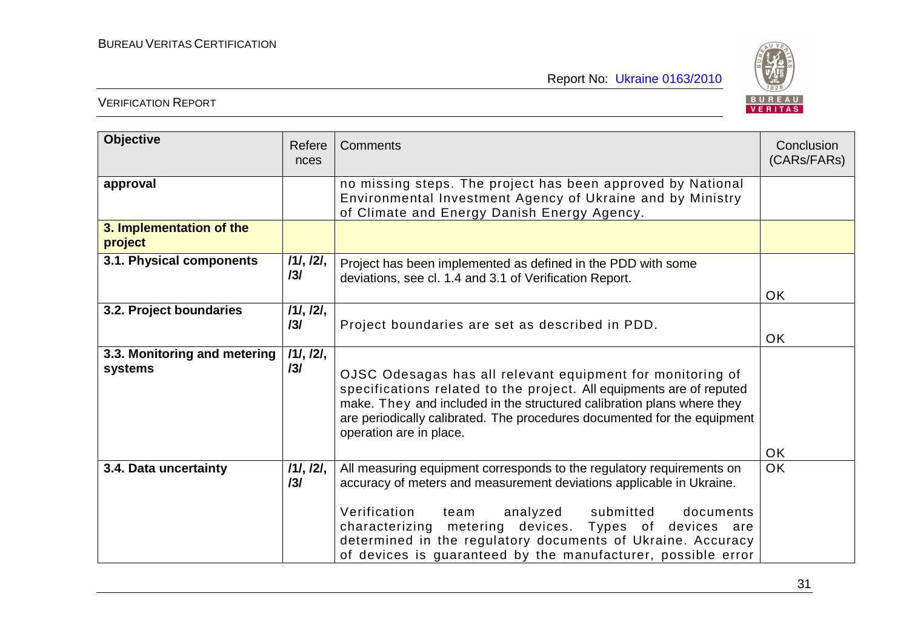| Objective | References | Comments | Conclusion (CARs/FARs) |
|---|---|---|---|
| **approval** | | no missing steps. The project has been approved by National Environmental Investment Agency of Ukraine and by Ministry of Climate and Energy Danish Energy Agency. | |
| **3. Implementation of the project** | | | |
| **3.1. Physical components** | /1/, /2/, /3/ | Project has been implemented as defined in the PDD with some deviations, see cl. 1.4 and 3.1 of Verification Report. | OK |
| **3.2. Project boundaries** | /1/, /2/, /3/ | Project boundaries are set as described in PDD. | OK |
| **3.3. Monitoring and metering systems** | /1/, /2/, /3/ | OJSC Odesagas has all relevant equipment for monitoring of specifications related to the project. All equipments are of reputed make. They and included in the structured calibration plans where they are periodically calibrated. The procedures documented for the equipment operation are in place. | OK |
| **3.4. Data uncertainty** | /1/, /2/, /3/ | All measuring equipment corresponds to the regulatory requirements on accuracy of meters and measurement deviations applicable in Ukraine.<br><br>Verification team analyzed submitted documents characterizing metering devices. Types of devices are determined in the regulatory documents of Ukraine. Accuracy of devices is guaranteed by the manufacturer, possible error | OK |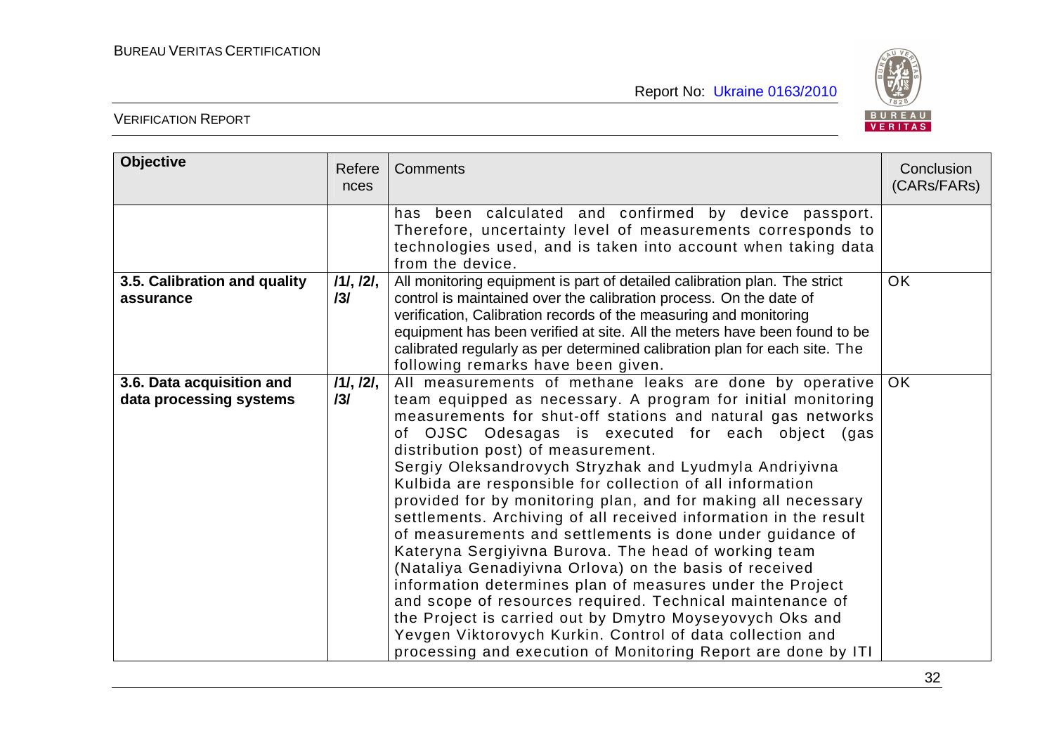| Objective | References | Comments | Conclusion (CARs/FARs) |
|---|---|---|---|
| | | has been calculated and confirmed by device passport. Therefore, uncertainty level of measurements corresponds to technologies used, and is taken into account when taking data from the device. | |
| **3.5. Calibration and quality assurance** | /1/, /2/, /3/ | All monitoring equipment is part of detailed calibration plan. The strict control is maintained over the calibration process. On the date of verification, Calibration records of the measuring and monitoring equipment has been verified at site. All the meters have been found to be calibrated regularly as per determined calibration plan for each site. The following remarks have been given. | OK |
| **3.6. Data acquisition and data processing systems** | /1/, /2/, /3/ | All measurements of methane leaks are done by operative team equipped as necessary. A program for initial monitoring measurements for shut-off stations and natural gas networks of OJSC Odesagas is executed for each object (gas distribution post) of measurement. Sergiy Oleksandrovych Stryzhak and Lyudmyla Andriyivna Kulbida are responsible for collection of all information provided for by monitoring plan, and for making all necessary settlements. Archiving of all received information in the result of measurements and settlements is done under guidance of Kateryna Sergiyivna Burova. The head of working team (Nataliya Genadiyivna Orlova) on the basis of received information determines plan of measures under the Project and scope of resources required. Technical maintenance of the Project is carried out by Dmytro Moyseyovych Oks and Yevgen Viktorovych Kurkin. Control of data collection and processing and execution of Monitoring Report are done by ITI | OK |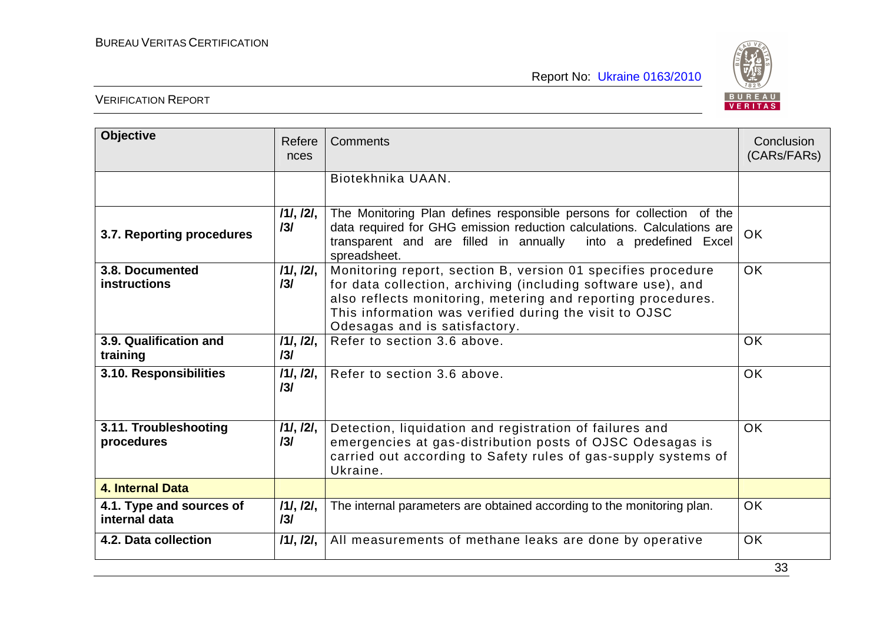| Objective | References | Comments | Conclusion (CARs/FARs) |
|---|---|---|---|
| | | Biotekhnika UAAN. | |
| **3.7. Reporting procedures** | /1/, /2/, /3/ | The Monitoring Plan defines responsible persons for collection of the data required for GHG emission reduction calculations. Calculations are transparent and are filled in annually into a predefined Excel spreadsheet. | OK |
| **3.8. Documented instructions** | /1/, /2/, /3/ | Monitoring report, section B, version 01 specifies procedure for data collection, archiving (including software use), and also reflects monitoring, metering and reporting procedures. This information was verified during the visit to OJSC Odesagas and is satisfactory. | OK |
| **3.9. Qualification and training** | /1/, /2/, /3/ | Refer to section 3.6 above. | OK |
| **3.10. Responsibilities** | /1/, /2/, /3/ | Refer to section 3.6 above. | OK |
| **3.11. Troubleshooting procedures** | /1/, /2/, /3/ | Detection, liquidation and registration of failures and emergencies at gas-distribution posts of OJSC Odesagas is carried out according to Safety rules of gas-supply systems of Ukraine. | OK |
| **4. Internal Data** | | | |
| **4.1. Type and sources of internal data** | /1/, /2/, /3/ | The internal parameters are obtained according to the monitoring plan. | OK |
| **4.2. Data collection** | /1/, /2/, | All measurements of methane leaks are done by operative | OK |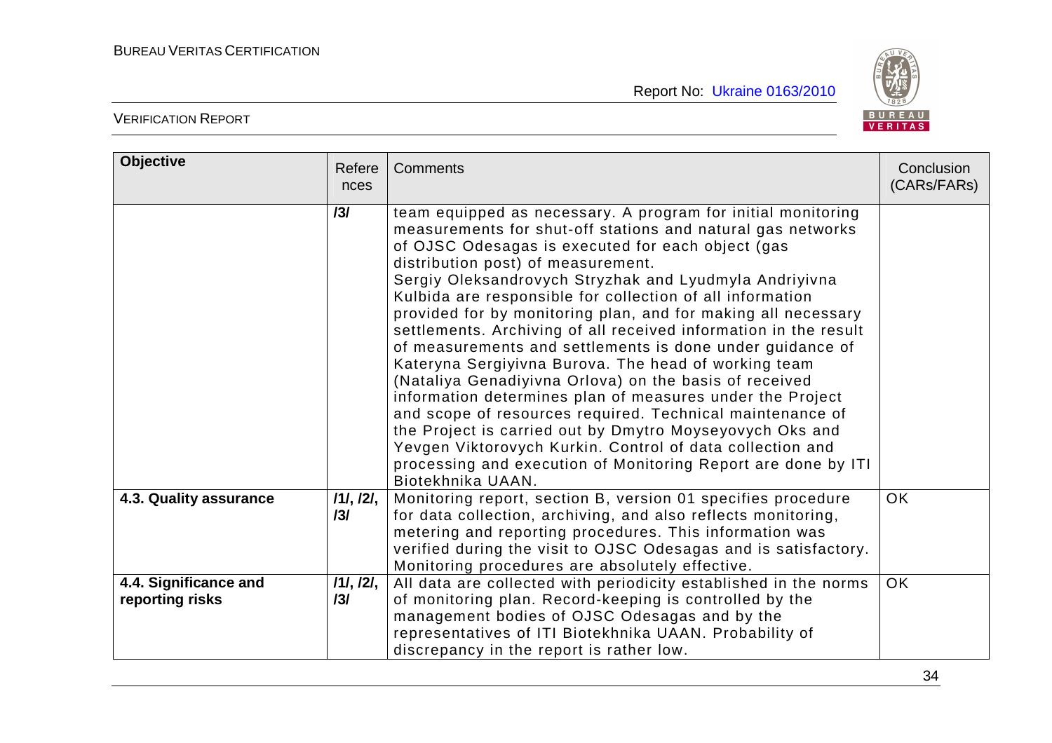| Objective | References | Comments | Conclusion (CARs/FARs) |
|---|---|---|---|
| | /3/ | team equipped as necessary. A program for initial monitoring measurements for shut-off stations and natural gas networks of OJSC Odesagas is executed for each object (gas distribution post) of measurement. Sergiy Oleksandrovych Stryzhak and Lyudmyla Andriyivna Kulbida are responsible for collection of all information provided for by monitoring plan, and for making all necessary settlements. Archiving of all received information in the result of measurements and settlements is done under guidance of Kateryna Sergiyivna Burova. The head of working team (Nataliya Genadiyivna Orlova) on the basis of received information determines plan of measures under the Project and scope of resources required. Technical maintenance of the Project is carried out by Dmytro Moyseyovych Oks and Yevgen Viktorovych Kurkin. Control of data collection and processing and execution of Monitoring Report are done by ITI Biotekhnika UAAN. | |
| **4.3. Quality assurance** | /1/, /2/, /3/ | Monitoring report, section B, version 01 specifies procedure for data collection, archiving, and also reflects monitoring, metering and reporting procedures. This information was verified during the visit to OJSC Odesagas and is satisfactory. Monitoring procedures are absolutely effective. | OK |
| **4.4. Significance and reporting risks** | /1/, /2/, /3/ | All data are collected with periodicity established in the norms of monitoring plan. Record-keeping is controlled by the management bodies of OJSC Odesagas and by the representatives of ITI Biotekhnika UAAN. Probability of discrepancy in the report is rather low. | OK |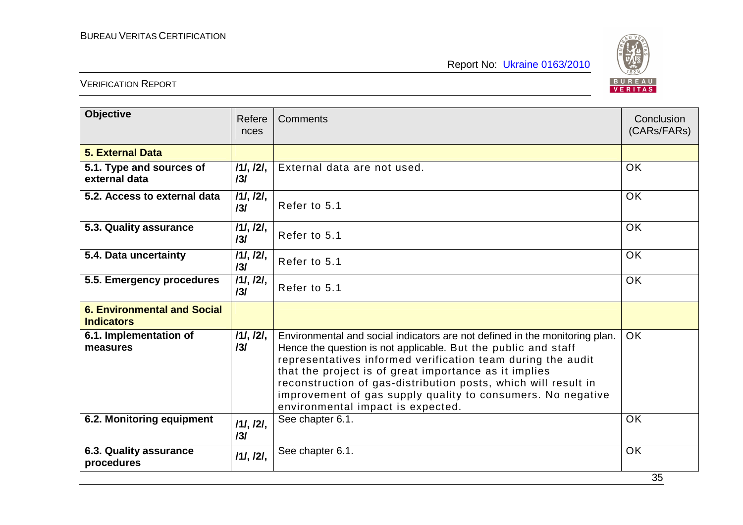| Objective | References | Comments | Conclusion (CARs/FARs) |
|---|---|---|---|
| **5. External Data** | | | |
| **5.1. Type and sources of external data** | **/1/, /2/, /3/** | External data are not used. | OK |
| **5.2. Access to external data** | **/1/, /2/, /3/** | Refer to 5.1 | OK |
| **5.3. Quality assurance** | **/1/, /2/, /3/** | Refer to 5.1 | OK |
| **5.4. Data uncertainty** | **/1/, /2/, /3/** | Refer to 5.1 | OK |
| **5.5. Emergency procedures** | **/1/, /2/, /3/** | Refer to 5.1 | OK |
| **6. Environmental and Social Indicators** | | | |
| **6.1. Implementation of measures** | **/1/, /2/, /3/** | Environmental and social indicators are not defined in the monitoring plan. Hence the question is not applicable. But the public and staff representatives informed verification team during the audit that the project is of great importance as it implies reconstruction of gas-distribution posts, which will result in improvement of gas supply quality to consumers. No negative environmental impact is expected. | OK |
| **6.2. Monitoring equipment** | **/1/, /2/, /3/** | See chapter 6.1. | OK |
| **6.3. Quality assurance procedures** | **/1/, /2/,** | See chapter 6.1. | OK |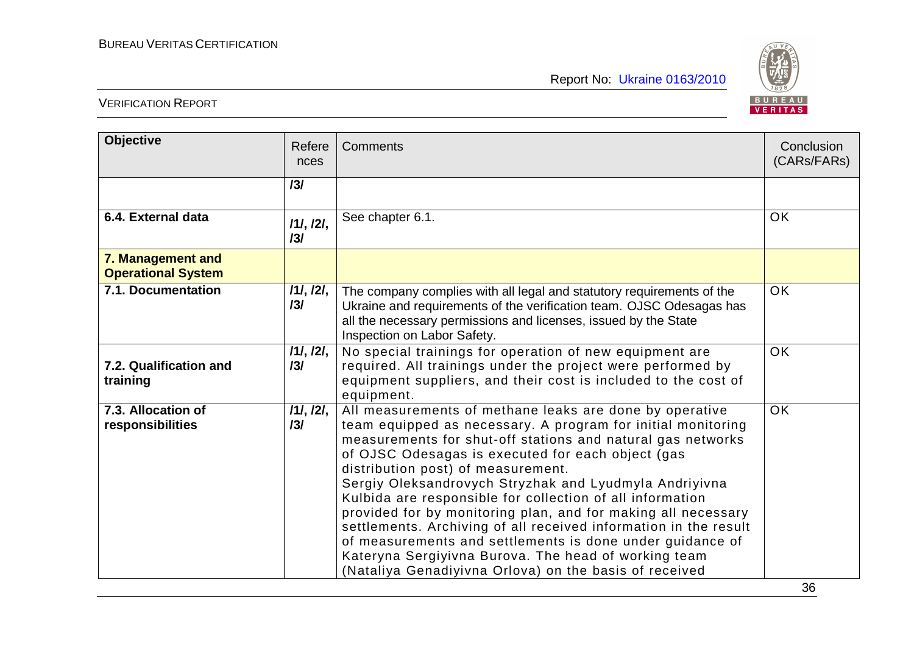| Objective | References | Comments | Conclusion (CARs/FARs) |
|---|---|---|---|
| | **/3/** | | |
| **6.4. External data** | **/1/, /2/, /3/** | See chapter 6.1. | OK |
| **7. Management and Operational System** | | | |
| **7.1. Documentation** | **/1/, /2/, /3/** | The company complies with all legal and statutory requirements of the Ukraine and requirements of the verification team. OJSC Odesagas has all the necessary permissions and licenses, issued by the State Inspection on Labor Safety. | OK |
| **7.2. Qualification and training** | **/1/, /2/, /3/** | No special trainings for operation of new equipment are required. All trainings under the project were performed by equipment suppliers, and their cost is included to the cost of equipment. | OK |
| **7.3. Allocation of responsibilities** | **/1/, /2/, /3/** | All measurements of methane leaks are done by operative team equipped as necessary. A program for initial monitoring measurements for shut-off stations and natural gas networks of OJSC Odesagas is executed for each object (gas distribution post) of measurement. Sergiy Oleksandrovych Stryzhak and Lyudmyla Andriyivna Kulbida are responsible for collection of all information provided for by monitoring plan, and for making all necessary settlements. Archiving of all received information in the result of measurements and settlements is done under guidance of Kateryna Sergiyivna Burova. The head of working team (Nataliya Genadiyivna Orlova) on the basis of received | OK |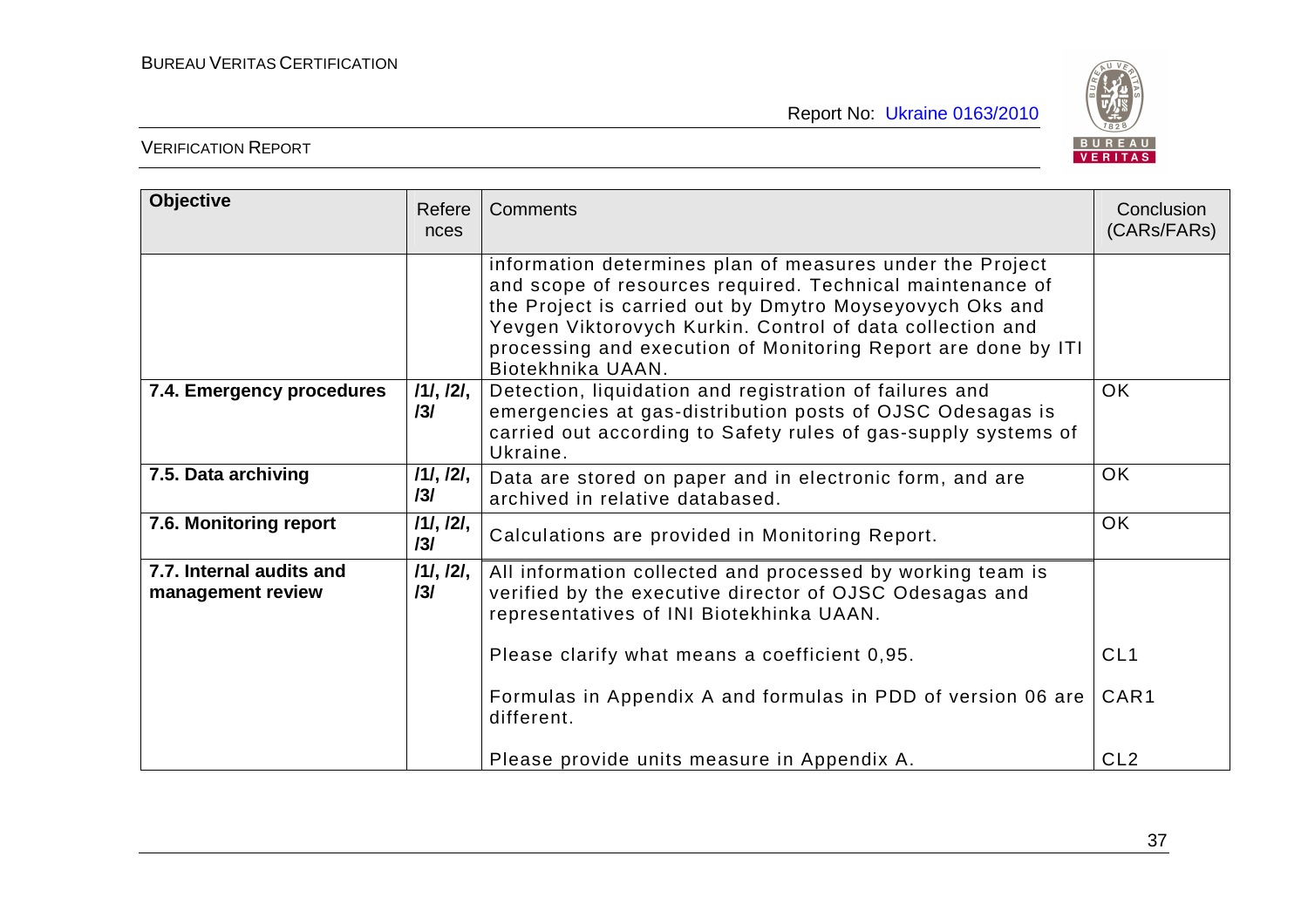| Objective | References | Comments | Conclusion (CARs/FARs) |
|---|---|---|---|
| | | information determines plan of measures under the Project and scope of resources required. Technical maintenance of the Project is carried out by Dmytro Moyseyovych Oks and Yevgen Viktorovych Kurkin. Control of data collection and processing and execution of Monitoring Report are done by ITI Biotekhnika UAAN. | |
| **7.4. Emergency procedures** | /1/, /2/, /3/ | Detection, liquidation and registration of failures and emergencies at gas-distribution posts of OJSC Odesagas is carried out according to Safety rules of gas-supply systems of Ukraine. | OK |
| **7.5. Data archiving** | /1/, /2/, /3/ | Data are stored on paper and in electronic form, and are archived in relative databased. | OK |
| **7.6. Monitoring report** | /1/, /2/, /3/ | Calculations are provided in Monitoring Report. | OK |
| **7.7. Internal audits and management review** | /1/, /2/, /3/ | All information collected and processed by working team is verified by the executive director of OJSC Odesagas and representatives of INI Biotekhinka UAAN. | |
| | | Please clarify what means a coefficient 0,95. | CL1 |
| | | Formulas in Appendix A and formulas in PDD of version 06 are different. | CAR1 |
| | | Please provide units measure in Appendix A. | CL2 |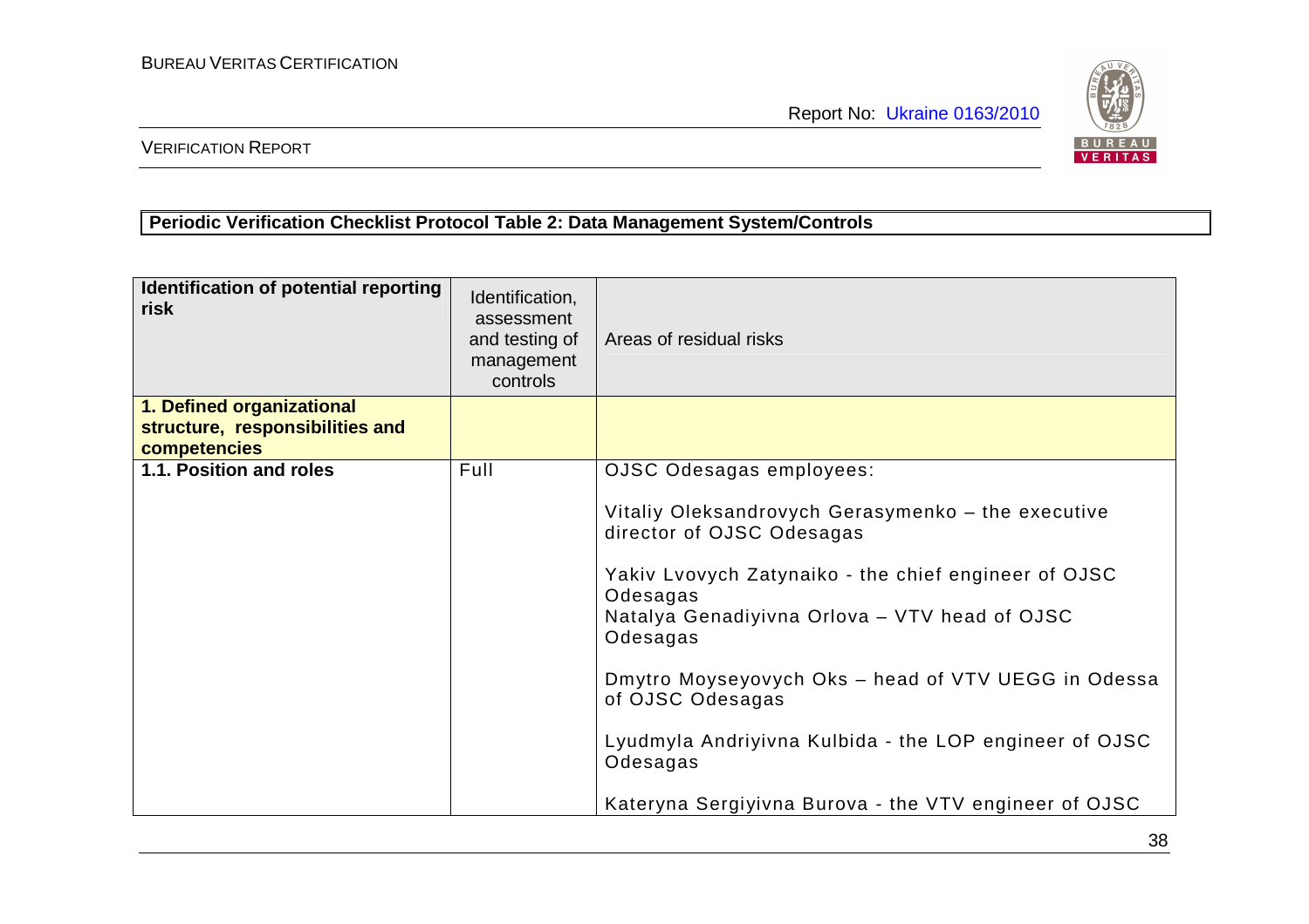**Periodic Verification Checklist Protocol Table 2: Data Management System/Controls**

| Identification of potential reporting risk | Identification, assessment and testing of management controls | Areas of residual risks |
|---|---|---|
| **1. Defined organizational structure, responsibilities and competencies** | | |
| **1.1. Position and roles** | Full | OJSC Odesagas employees:<br><br>Vitaliy Oleksandrovych Gerasymenko – the executive director of OJSC Odesagas<br><br>Yakiv Lvovych Zatynaiko - the chief engineer of OJSC Odesagas<br>Natalya Genadiyivna Orlova – VTV head of OJSC Odesagas<br><br>Dmytro Moyseyovych Oks – head of VTV UEGG in Odessa of OJSC Odesagas<br><br>Lyudmyla Andriyivna Kulbida - the LOP engineer of OJSC Odesagas<br><br>Kateryna Sergiyivna Burova - the VTV engineer of OJSC |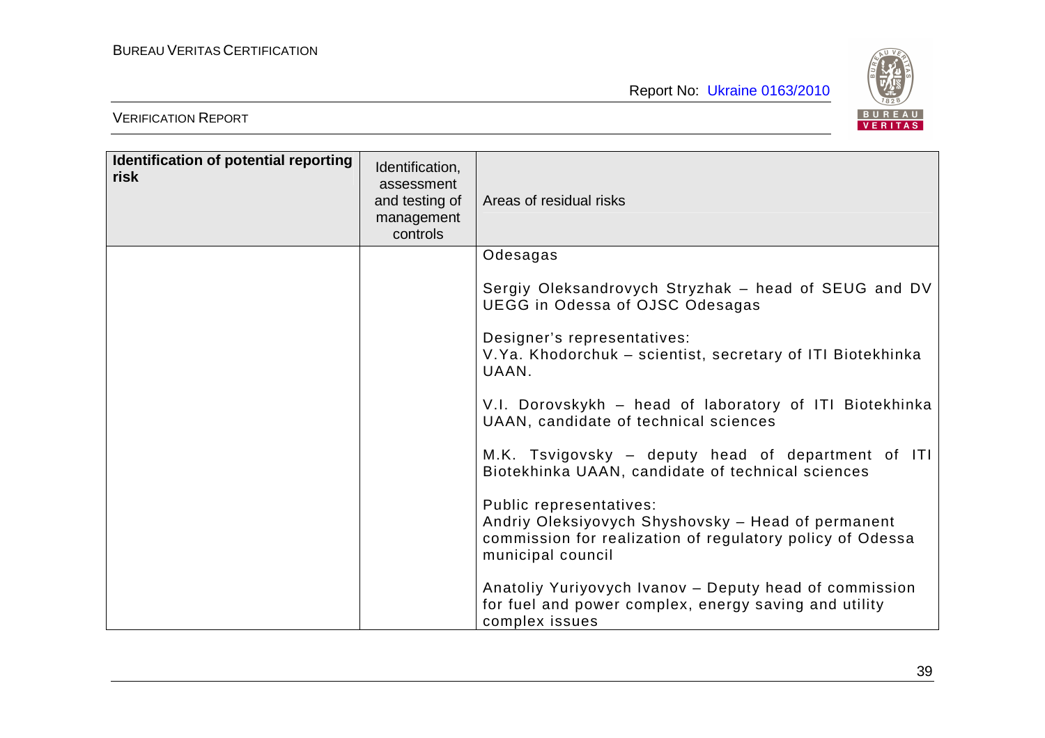| Identification of potential reporting risk | Identification, assessment and testing of management controls | Areas of residual risks |
|---|---|---|
| | | Odesagas<br><br>Sergiy Oleksandrovych Stryzhak – head of SEUG and DV UEGG in Odessa of OJSC Odesagas<br><br>Designer's representatives:<br>V.Ya. Khodorchuk – scientist, secretary of ITI Biotekhinka UAAN.<br><br>V.I. Dorovskykh – head of laboratory of ITI Biotekhinka UAAN, candidate of technical sciences<br><br>M.K. Tsvigovsky – deputy head of department of ITI Biotekhinka UAAN, candidate of technical sciences<br><br>Public representatives:<br>Andriy Oleksiyovych Shyshovsky – Head of permanent commission for realization of regulatory policy of Odessa municipal council<br><br>Anatoliy Yuriyovych Ivanov – Deputy head of commission for fuel and power complex, energy saving and utility complex issues |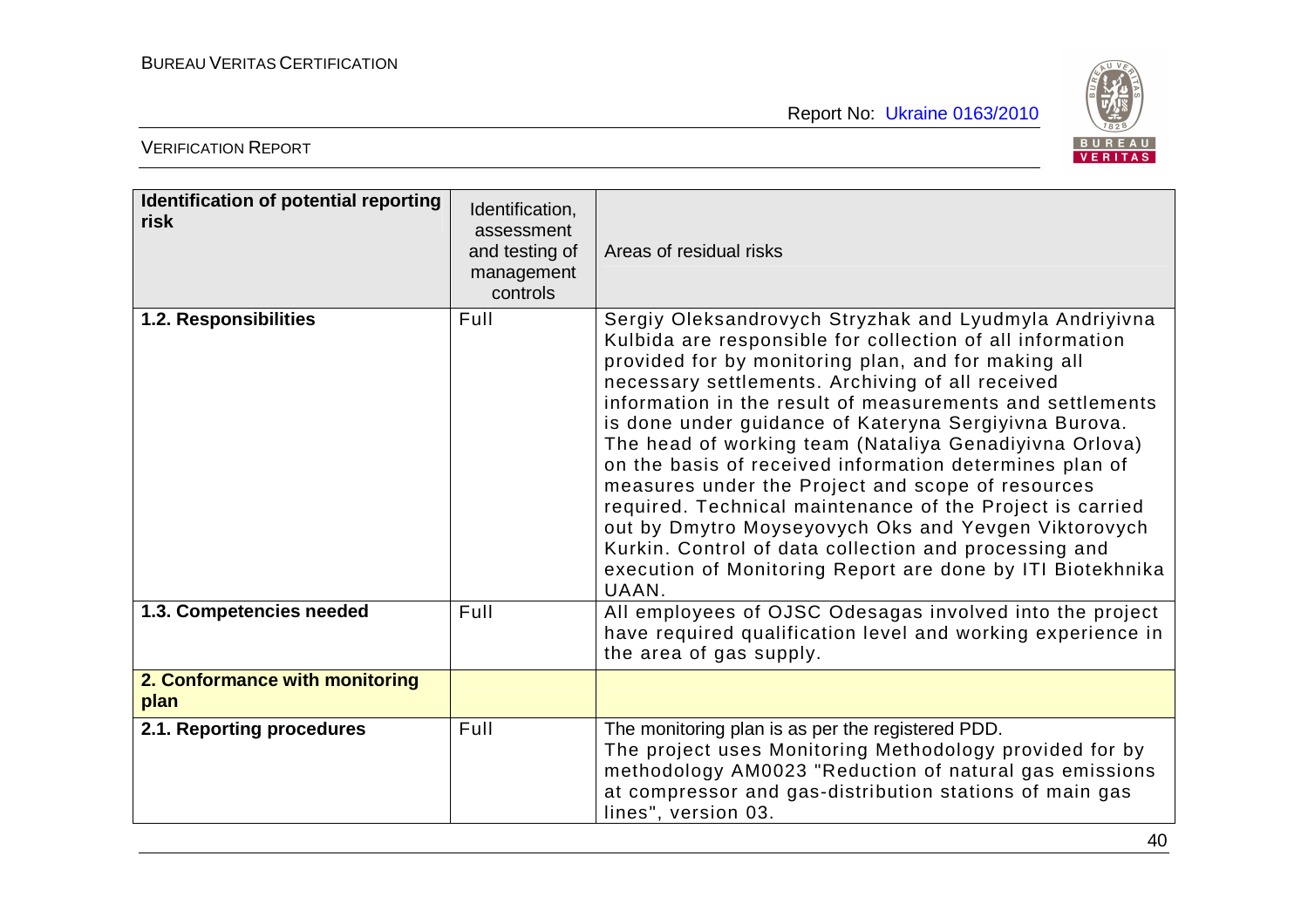| Identification of potential reporting risk | Identification, assessment and testing of management controls | Areas of residual risks |
|---|---|---|
| **1.2. Responsibilities** | Full | Sergiy Oleksandrovych Stryzhak and Lyudmyla Andriyivna Kulbida are responsible for collection of all information provided for by monitoring plan, and for making all necessary settlements. Archiving of all received information in the result of measurements and settlements is done under guidance of Kateryna Sergiyivna Burova. The head of working team (Nataliya Genadiyivna Orlova) on the basis of received information determines plan of measures under the Project and scope of resources required. Technical maintenance of the Project is carried out by Dmytro Moyseyovych Oks and Yevgen Viktorovych Kurkin. Control of data collection and processing and execution of Monitoring Report are done by ITI Biotekhnika UAAN. |
| **1.3. Competencies needed** | Full | All employees of OJSC Odesagas involved into the project have required qualification level and working experience in the area of gas supply. |
| **2. Conformance with monitoring plan** | | |
| **2.1. Reporting procedures** | Full | The monitoring plan is as per the registered PDD. The project uses Monitoring Methodology provided for by methodology AM0023 "Reduction of natural gas emissions at compressor and gas-distribution stations of main gas lines", version 03. |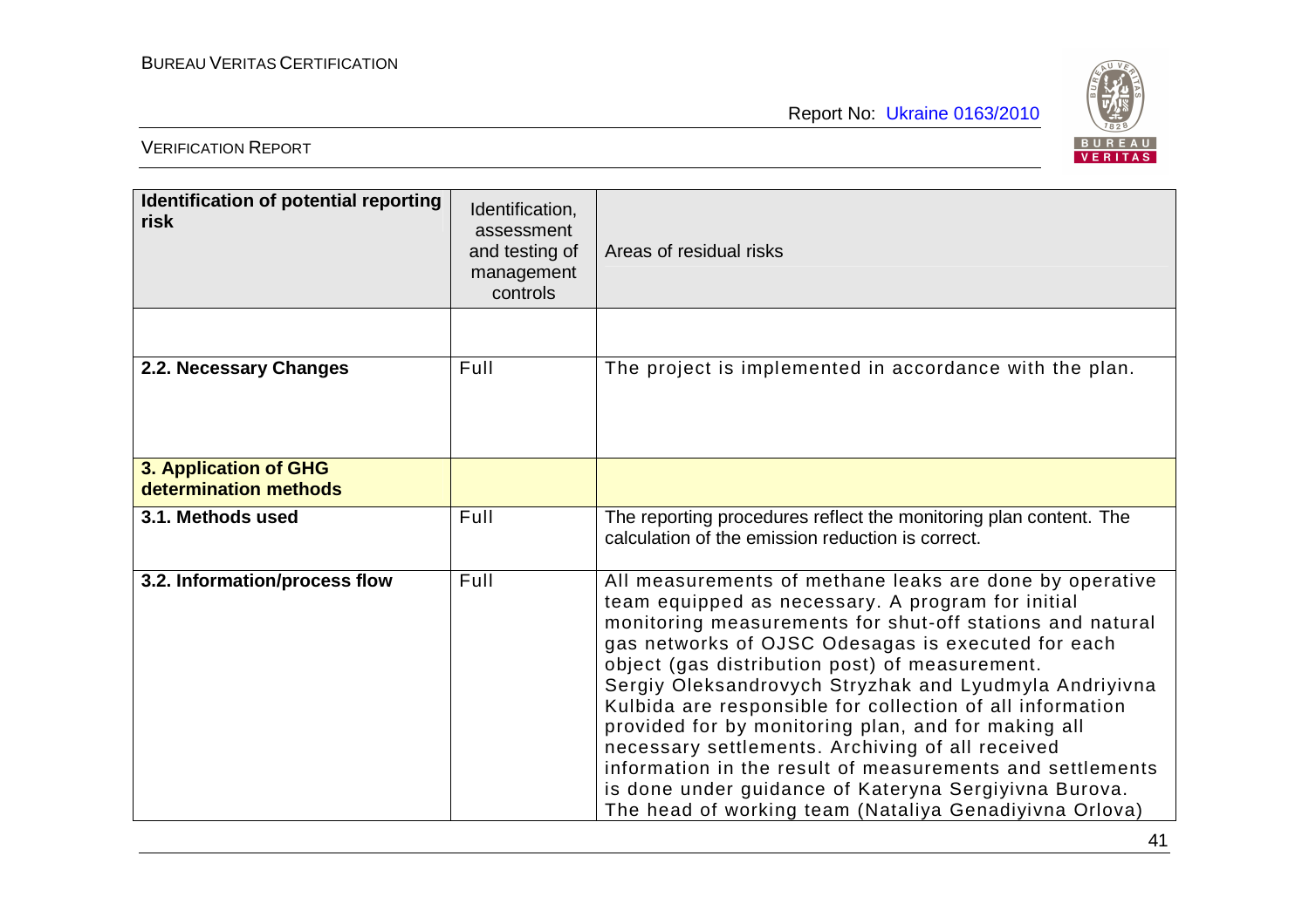| Identification of potential reporting risk | Identification, assessment and testing of management controls | Areas of residual risks |
|---|---|---|
| | | |
| **2.2. Necessary Changes** | Full | The project is implemented in accordance with the plan. |
| **3. Application of GHG determination methods** | | |
| **3.1. Methods used** | Full | The reporting procedures reflect the monitoring plan content. The calculation of the emission reduction is correct. |
| **3.2. Information/process flow** | Full | All measurements of methane leaks are done by operative team equipped as necessary. A program for initial monitoring measurements for shut-off stations and natural gas networks of OJSC Odesagas is executed for each object (gas distribution post) of measurement. Sergiy Oleksandrovych Stryzhak and Lyudmyla Andriyivna Kulbida are responsible for collection of all information provided for by monitoring plan, and for making all necessary settlements. Archiving of all received information in the result of measurements and settlements is done under guidance of Kateryna Sergiyivna Burova. The head of working team (Nataliya Genadiyivna Orlova) |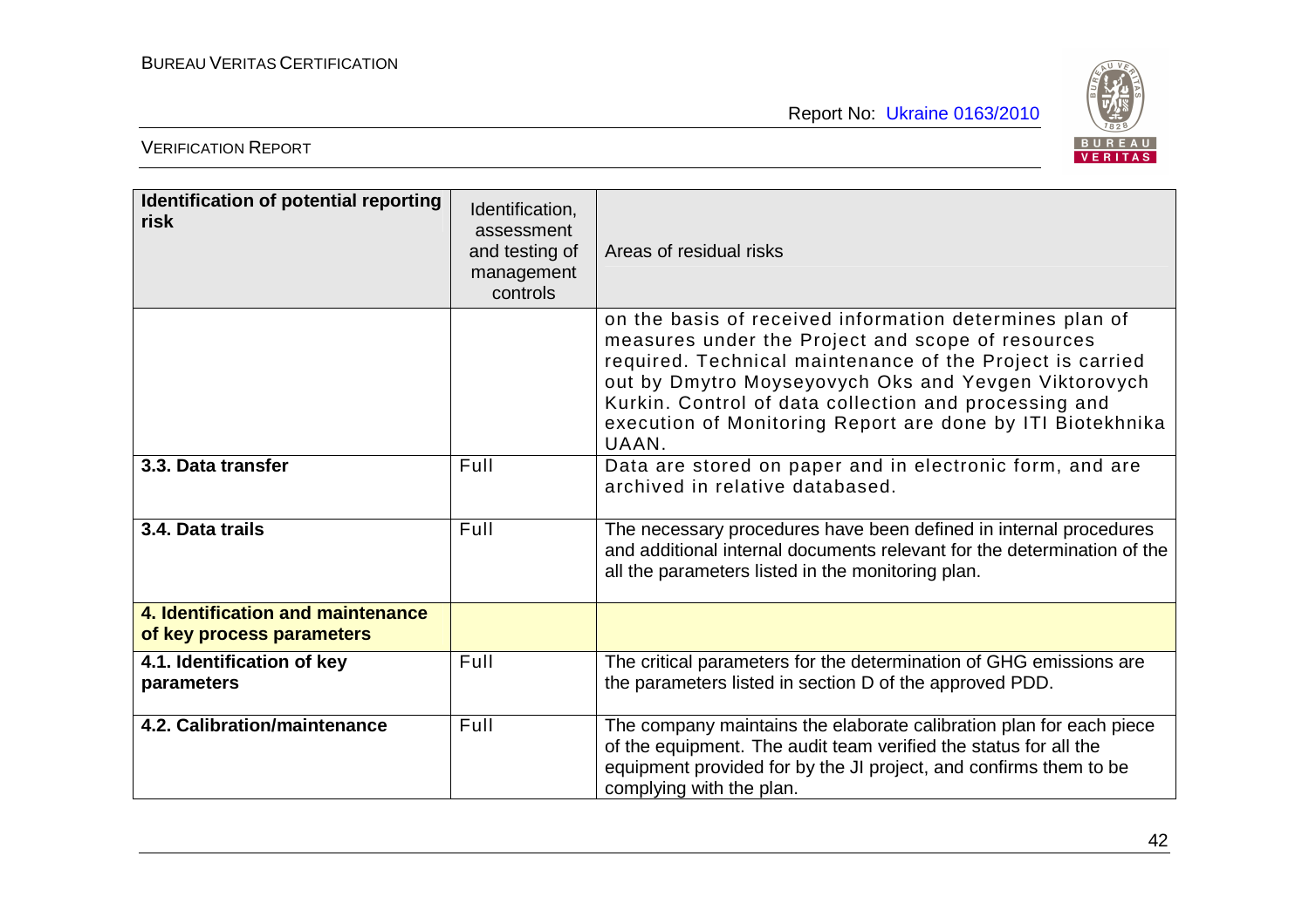| Identification of potential reporting risk | Identification, assessment and testing of management controls | Areas of residual risks |
|---|---|---|
| | | on the basis of received information determines plan of measures under the Project and scope of resources required. Technical maintenance of the Project is carried out by Dmytro Moyseyovych Oks and Yevgen Viktorovych Kurkin. Control of data collection and processing and execution of Monitoring Report are done by ITI Biotekhnika UAAN. |
| **3.3. Data transfer** | Full | Data are stored on paper and in electronic form, and are archived in relative databased. |
| **3.4. Data trails** | Full | The necessary procedures have been defined in internal procedures and additional internal documents relevant for the determination of the all the parameters listed in the monitoring plan. |
| **4. Identification and maintenance of key process parameters** | | |
| **4.1. Identification of key parameters** | Full | The critical parameters for the determination of GHG emissions are the parameters listed in section D of the approved PDD. |
| **4.2. Calibration/maintenance** | Full | The company maintains the elaborate calibration plan for each piece of the equipment. The audit team verified the status for all the equipment provided for by the JI project, and confirms them to be complying with the plan. |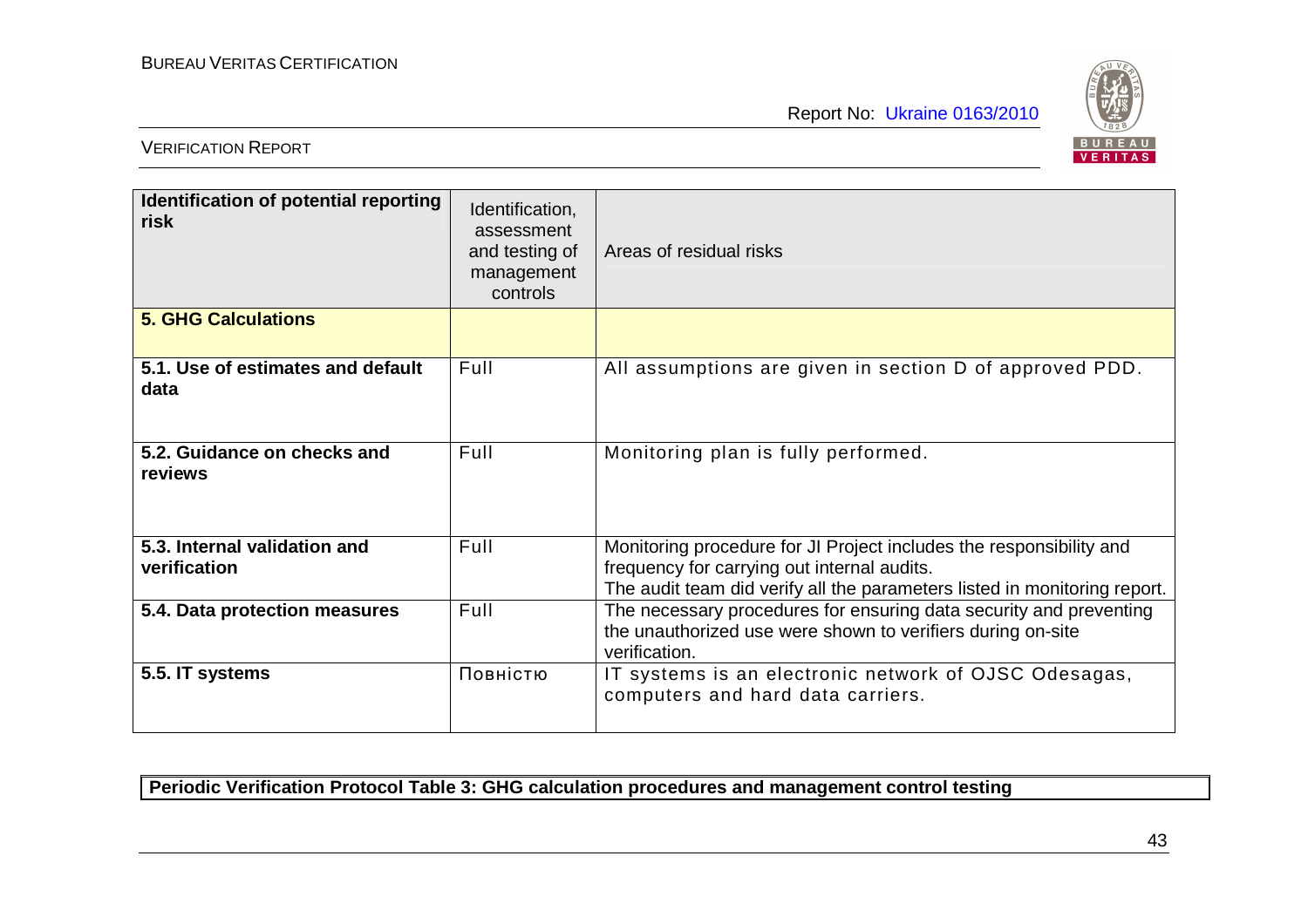| Identification of potential reporting risk | Identification, assessment and testing of management controls | Areas of residual risks |
|---|---|---|
| **5. GHG Calculations** | | |
| **5.1. Use of estimates and default data** | Full | All assumptions are given in section D of approved PDD. |
| **5.2. Guidance on checks and reviews** | Full | Monitoring plan is fully performed. |
| **5.3. Internal validation and verification** | Full | Monitoring procedure for JI Project includes the responsibility and frequency for carrying out internal audits.<br>The audit team did verify all the parameters listed in monitoring report. |
| **5.4. Data protection measures** | Full | The necessary procedures for ensuring data security and preventing the unauthorized use were shown to verifiers during on-site verification. |
| **5.5. IT systems** | Повністю | IT systems is an electronic network of OJSC Odesagas, computers and hard data carriers. |

**Periodic Verification Protocol Table 3: GHG calculation procedures and management control testing**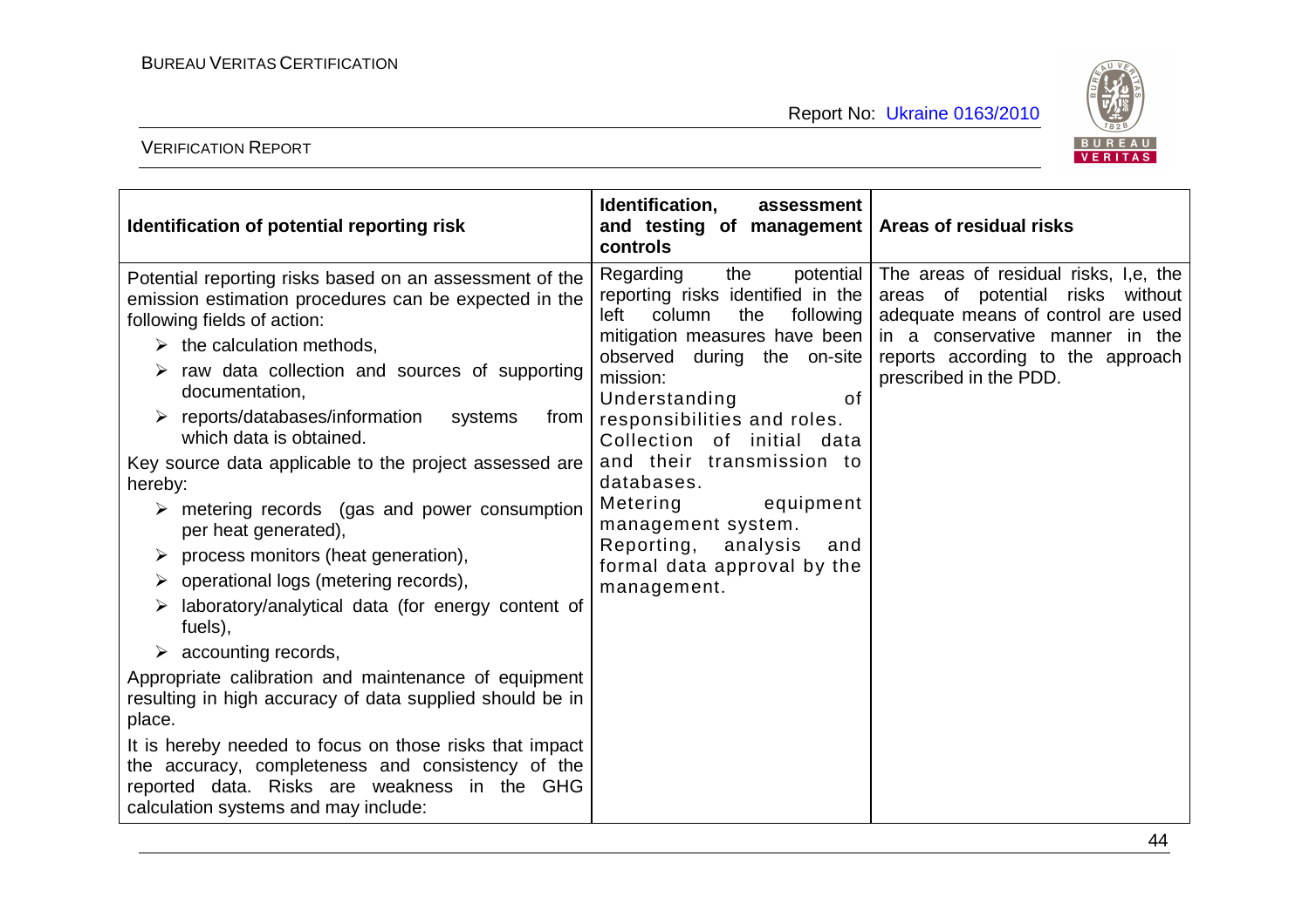| Identification of potential reporting risk | Identification, assessment and testing of management controls | Areas of residual risks |
|---|---|---|
| Potential reporting risks based on an assessment of the emission estimation procedures can be expected in the following fields of action:<br>➢ the calculation methods,<br>➢ raw data collection and sources of supporting documentation,<br>➢ reports/databases/information systems from which data is obtained.<br>Key source data applicable to the project assessed are hereby:<br>➢ metering records (gas and power consumption per heat generated),<br>➢ process monitors (heat generation),<br>➢ operational logs (metering records),<br>➢ laboratory/analytical data (for energy content of fuels),<br>➢ accounting records,<br>Appropriate calibration and maintenance of equipment resulting in high accuracy of data supplied should be in place.<br>It is hereby needed to focus on those risks that impact the accuracy, completeness and consistency of the reported data. Risks are weakness in the GHG calculation systems and may include: | Regarding the potential reporting risks identified in the left column the following mitigation measures have been observed during the on-site mission:<br>Understanding of responsibilities and roles.<br>Collection of initial data and their transmission to databases.<br>Metering equipment management system.<br>Reporting, analysis and formal data approval by the management. | The areas of residual risks, I,e, the areas of potential risks without adequate means of control are used in a conservative manner in the reports according to the approach prescribed in the PDD. |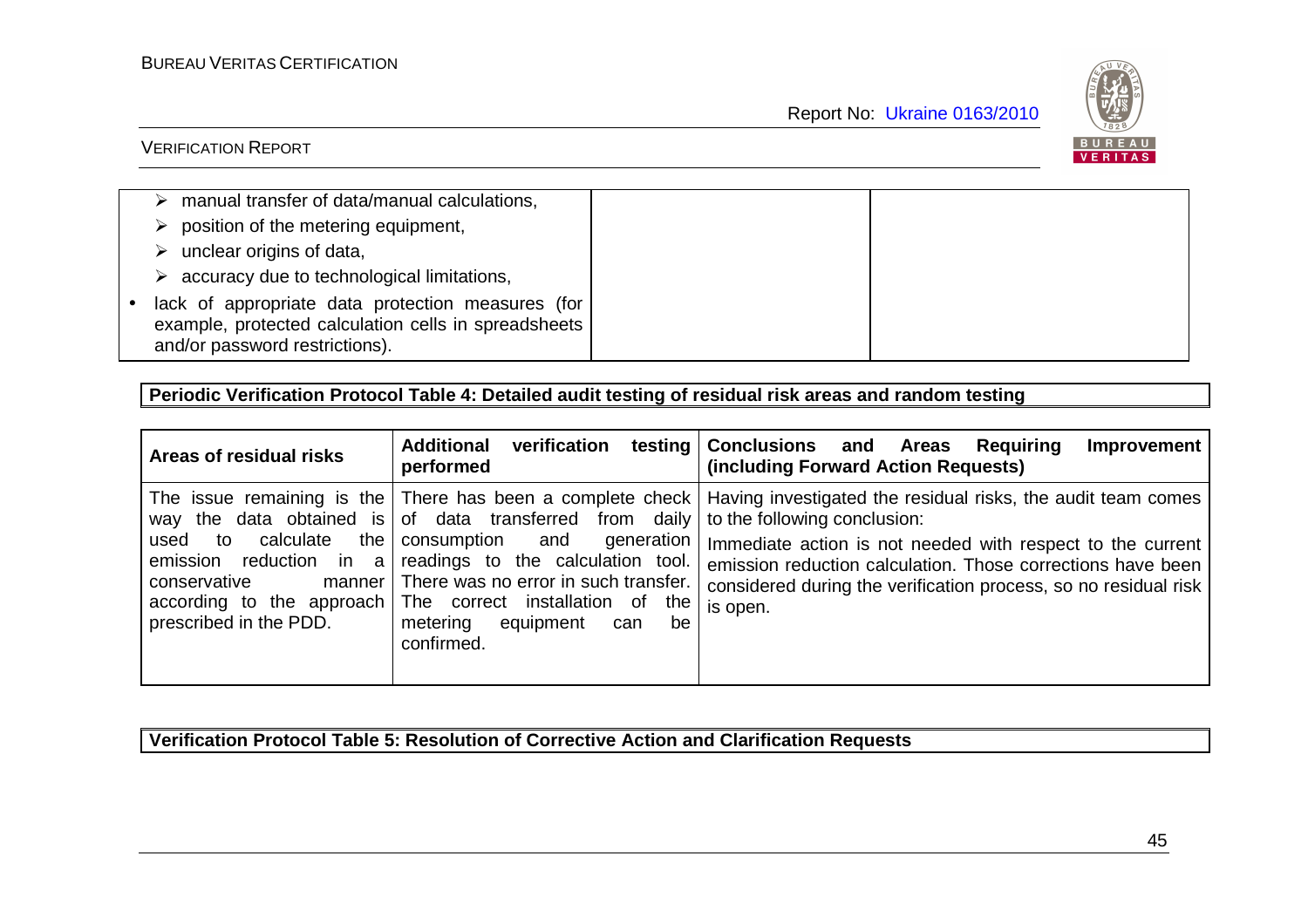| | | |
|---|---|---|
| ➢ manual transfer of data/manual calculations,<br>➢ position of the metering equipment,<br>➢ unclear origins of data,<br>➢ accuracy due to technological limitations,<br>• lack of appropriate data protection measures (for example, protected calculation cells in spreadsheets and/or password restrictions). | | |

**Periodic Verification Protocol Table 4: Detailed audit testing of residual risk areas and random testing**

| Areas of residual risks | Additional verification testing performed | Conclusions and Areas Requiring Improvement (including Forward Action Requests) |
|---|---|---|
| The issue remaining is the way the data obtained is used to calculate the emission reduction in a conservative manner according to the approach prescribed in the PDD. | There has been a complete check of data transferred from daily consumption and generation readings to the calculation tool. There was no error in such transfer. The correct installation of the metering equipment can be confirmed. | Having investigated the residual risks, the audit team comes to the following conclusion:<br>Immediate action is not needed with respect to the current emission reduction calculation. Those corrections have been considered during the verification process, so no residual risk is open. |

**Verification Protocol Table 5: Resolution of Corrective Action and Clarification Requests**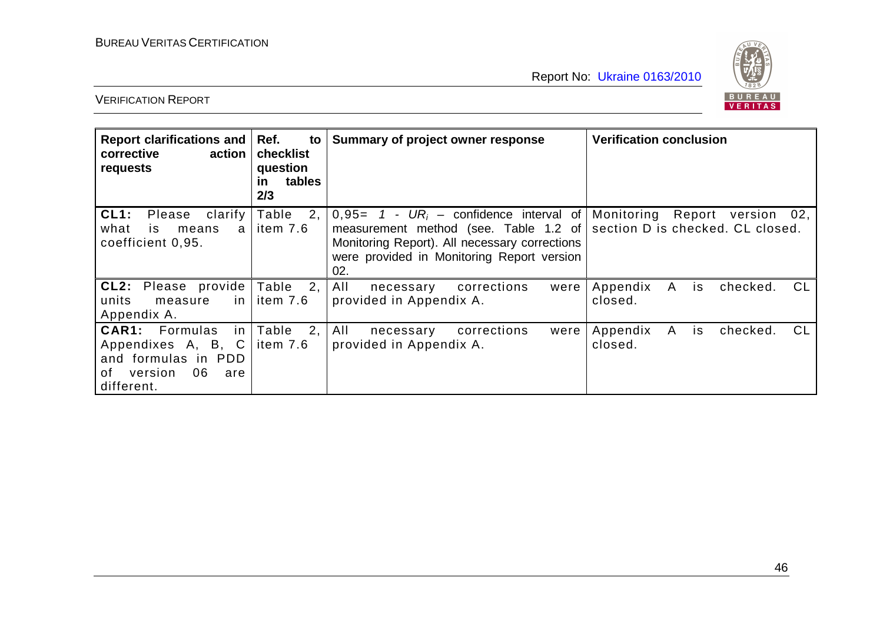| Report clarifications and corrective action requests | Ref. to checklist question in tables 2/3 | Summary of project owner response | Verification conclusion |
|---|---|---|---|
| **CL1:** Please clarify what is means a coefficient 0,95. | Table 2, item 7.6 | 0,95= *1 - $UR_i$* – confidence interval of measurement method (see. Table 1.2 of Monitoring Report). All necessary corrections were provided in Monitoring Report version 02. | Monitoring Report version 02, section D is checked. CL closed. |
| **CL2:** Please provide units measure in Appendix A. | Table 2, item 7.6 | All necessary corrections were provided in Appendix A. | Appendix A is checked. CL closed. |
| **CAR1:** Formulas in Appendixes A, B, C and formulas in PDD of version 06 are different. | Table 2, item 7.6 | All necessary corrections were provided in Appendix A. | Appendix A is checked. CL closed. |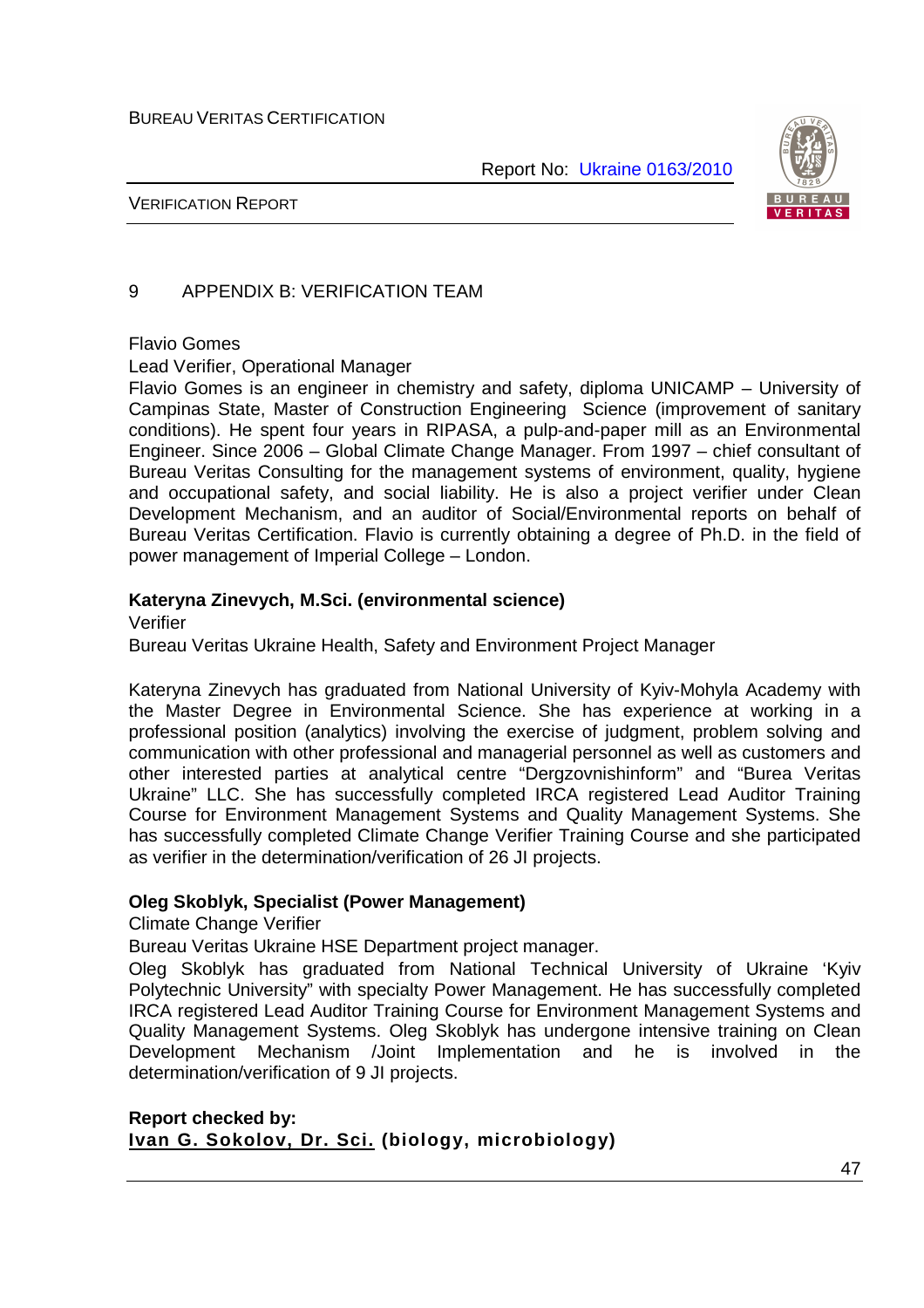## 9 APPENDIX B: VERIFICATION TEAM

Flavio Gomes

Lead Verifier, Operational Manager

Flavio Gomes is an engineer in chemistry and safety, diploma UNICAMP – University of Campinas State, Master of Construction Engineering Science (improvement of sanitary conditions). He spent four years in RIPASA, a pulp-and-paper mill as an Environmental Engineer. Since 2006 – Global Climate Change Manager. From 1997 – chief consultant of Bureau Veritas Consulting for the management systems of environment, quality, hygiene and occupational safety, and social liability. He is also a project verifier under Clean Development Mechanism, and an auditor of Social/Environmental reports on behalf of Bureau Veritas Certification. Flavio is currently obtaining a degree of Ph.D. in the field of power management of Imperial College – London.

**Kateryna Zinevych, M.Sci. (environmental science)**

Verifier

Bureau Veritas Ukraine Health, Safety and Environment Project Manager

Kateryna Zinevych has graduated from National University of Kyiv-Mohyla Academy with the Master Degree in Environmental Science. She has experience at working in a professional position (analytics) involving the exercise of judgment, problem solving and communication with other professional and managerial personnel as well as customers and other interested parties at analytical centre "Dergzovnishinform" and "Burea Veritas Ukraine" LLC. She has successfully completed IRCA registered Lead Auditor Training Course for Environment Management Systems and Quality Management Systems. She has successfully completed Climate Change Verifier Training Course and she participated as verifier in the determination/verification of 26 JI projects.

**Oleg Skoblyk, Specialist (Power Management)**

Climate Change Verifier

Bureau Veritas Ukraine HSE Department project manager.

Oleg Skoblyk has graduated from National Technical University of Ukraine 'Kyiv Polytechnic University" with specialty Power Management. He has successfully completed IRCA registered Lead Auditor Training Course for Environment Management Systems and Quality Management Systems. Oleg Skoblyk has undergone intensive training on Clean Development Mechanism /Joint Implementation and he is involved in the determination/verification of 9 JI projects.

**Report checked by:**

**Ivan G. Sokolov, Dr. Sci. (biology, microbiology)**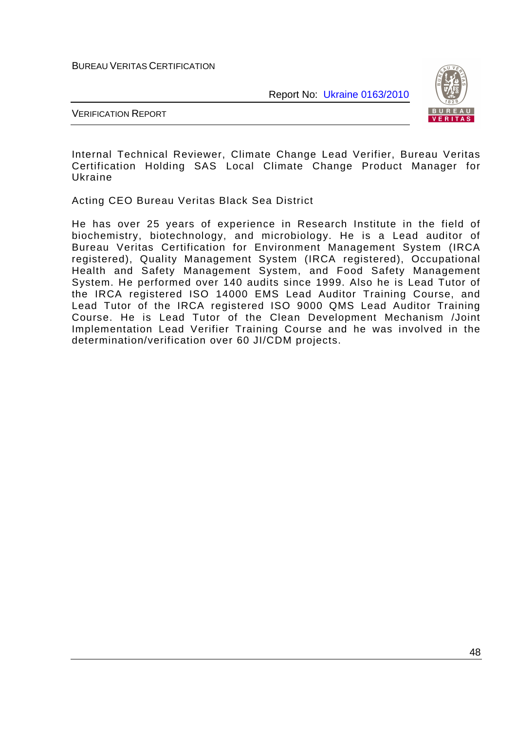Internal Technical Reviewer, Climate Change Lead Verifier, Bureau Veritas Certification Holding SAS Local Climate Change Product Manager for Ukraine

Acting CEO Bureau Veritas Black Sea District

He has over 25 years of experience in Research Institute in the field of biochemistry, biotechnology, and microbiology. He is a Lead auditor of Bureau Veritas Certification for Environment Management System (IRCA registered), Quality Management System (IRCA registered), Occupational Health and Safety Management System, and Food Safety Management System. He performed over 140 audits since 1999. Also he is Lead Tutor of the IRCA registered ISO 14000 EMS Lead Auditor Training Course, and Lead Tutor of the IRCA registered ISO 9000 QMS Lead Auditor Training Course. He is Lead Tutor of the Clean Development Mechanism /Joint Implementation Lead Verifier Training Course and he was involved in the determination/verification over 60 JI/CDM projects.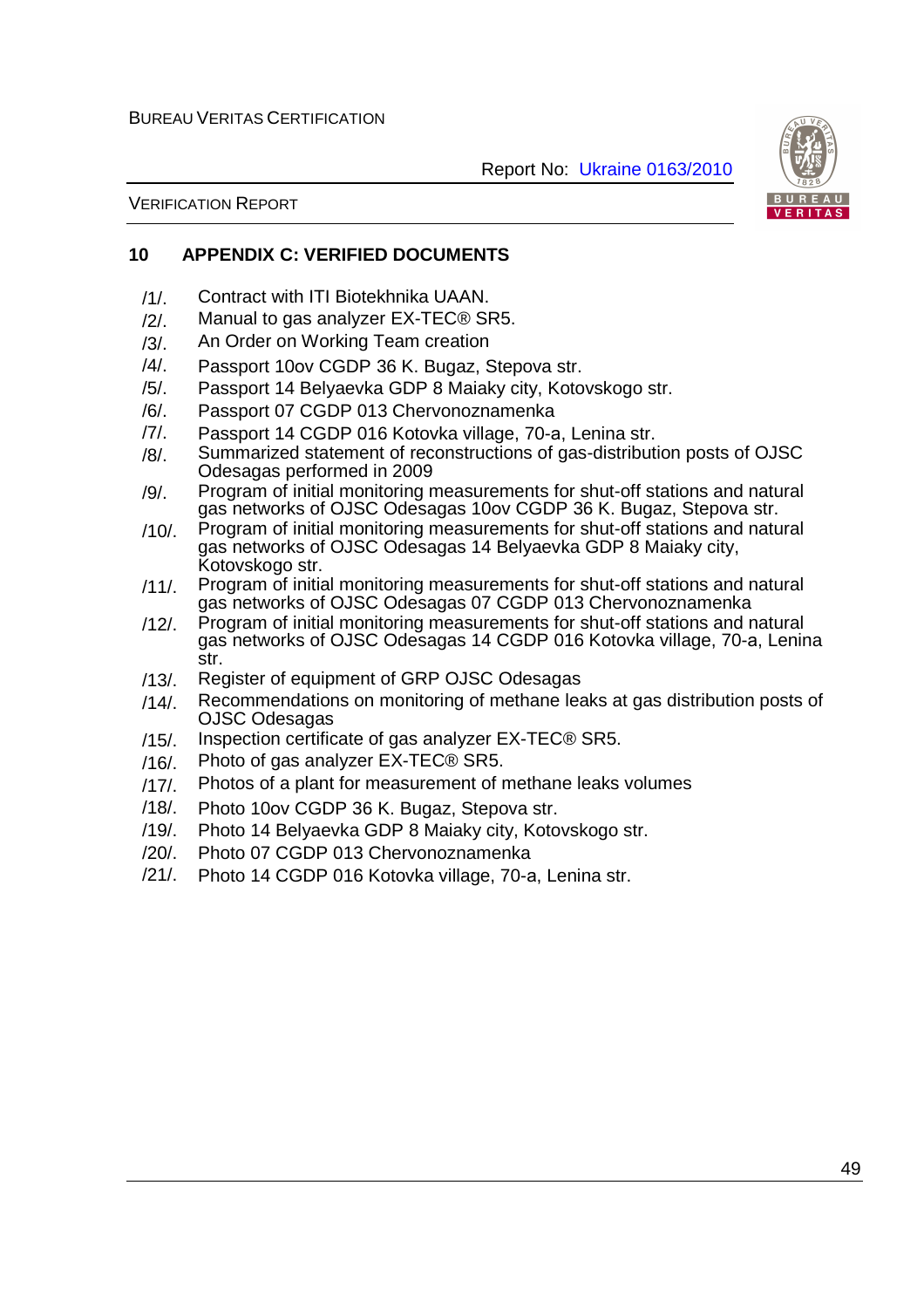## 10 APPENDIX C: VERIFIED DOCUMENTS

/1/. Contract with ITI Biotekhnika UAAN.

/2/. Manual to gas analyzer EX-TEC® SR5.

/3/. An Order on Working Team creation

/4/. Passport 10ov CGDP 36 K. Bugaz, Stepova str.

/5/. Passport 14 Belyaevka GDP 8 Maiaky city, Kotovskogo str.

/6/. Passport 07 CGDP 013 Chervonoznamenka

/7/. Passport 14 CGDP 016 Kotovka village, 70-a, Lenina str.

/8/. Summarized statement of reconstructions of gas-distribution posts of OJSC Odesagas performed in 2009

/9/. Program of initial monitoring measurements for shut-off stations and natural gas networks of OJSC Odesagas 10ov CGDP 36 K. Bugaz, Stepova str.

/10/. Program of initial monitoring measurements for shut-off stations and natural gas networks of OJSC Odesagas 14 Belyaevka GDP 8 Maiaky city, Kotovskogo str.

/11/. Program of initial monitoring measurements for shut-off stations and natural gas networks of OJSC Odesagas 07 CGDP 013 Chervonoznamenka

/12/. Program of initial monitoring measurements for shut-off stations and natural gas networks of OJSC Odesagas 14 CGDP 016 Kotovka village, 70-a, Lenina str.

/13/. Register of equipment of GRP OJSC Odesagas

/14/. Recommendations on monitoring of methane leaks at gas distribution posts of OJSC Odesagas

/15/. Inspection certificate of gas analyzer EX-TEC® SR5.

/16/. Photo of gas analyzer EX-TEC® SR5.

/17/. Photos of a plant for measurement of methane leaks volumes

/18/. Photo 10ov CGDP 36 K. Bugaz, Stepova str.

/19/. Photo 14 Belyaevka GDP 8 Maiaky city, Kotovskogo str.

/20/. Photo 07 CGDP 013 Chervonoznamenka

/21/. Photo 14 CGDP 016 Kotovka village, 70-a, Lenina str.